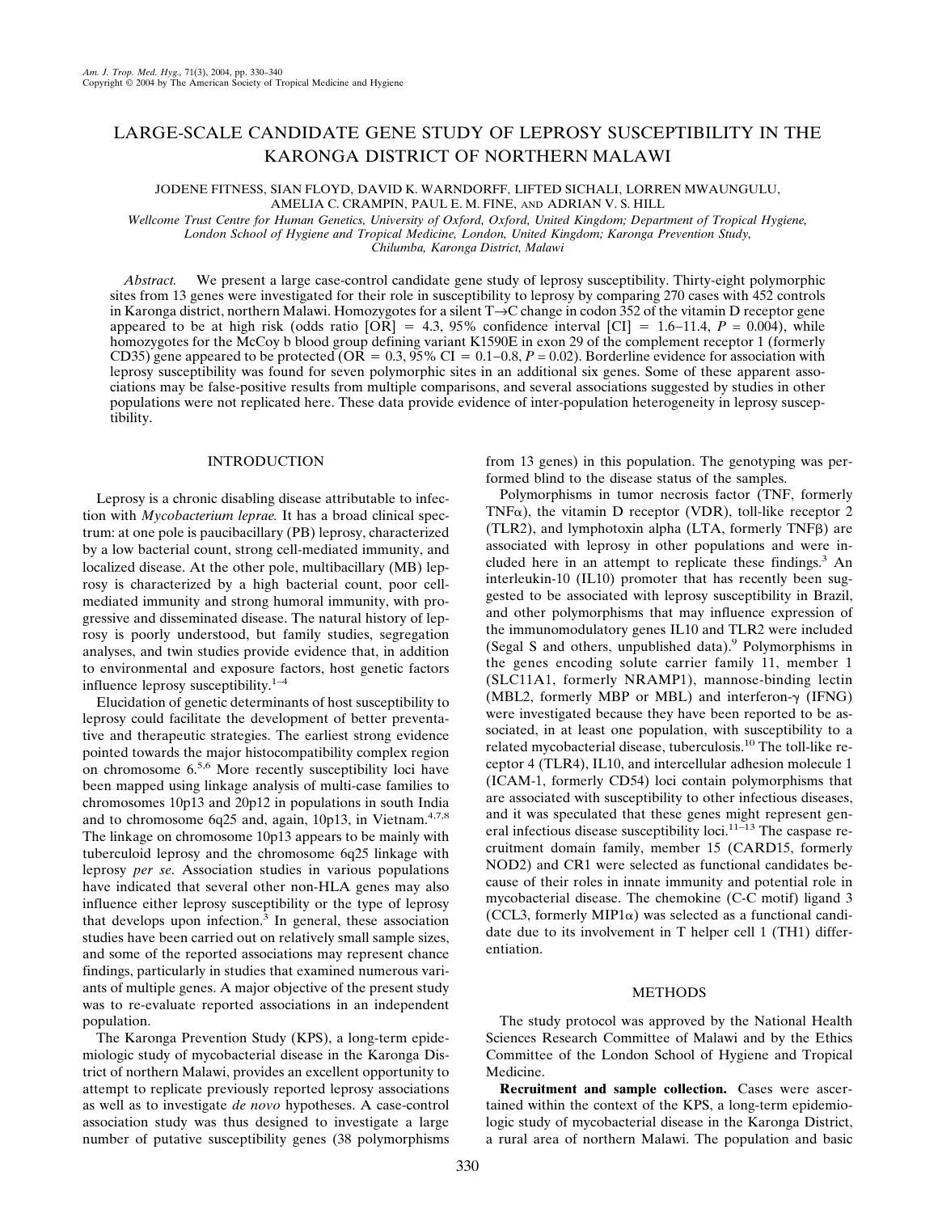# LARGE-SCALE CANDIDATE GENE STUDY OF LEPROSY SUSCEPTIBILITY IN THE KARONGA DISTRICT OF NORTHERN MALAWI

JODENE FITNESS, SIAN FLOYD, DAVID K. WARNDORFF, LIFTED SICHALI, LORREN MWAUNGULU, AMELIA C. CRAMPIN, PAUL E. M. FINE, AND ADRIAN V. S. HILL

*Wellcome Trust Centre for Human Genetics, University of Oxford, Oxford, United Kingdom; Department of Tropical Hygiene, London School of Hygiene and Tropical Medicine, London, United Kingdom; Karonga Prevention Study, Chilumba, Karonga District, Malawi*

*Abstract.* We present a large case-control candidate gene study of leprosy susceptibility. Thirty-eight polymorphic sites from 13 genes were investigated for their role in susceptibility to leprosy by comparing 270 cases with 452 controls in Karonga district, northern Malawi. Homozygotes for a silent T→C change in codon 352 of the vitamin D receptor gene appeared to be at high risk (odds ratio [OR] = 4.3, 95% confidence interval [CI] = 1.6–11.4, $P = 0.004$), while homozygotes for the McCoy b blood group defining variant K1590E in exon 29 of the complement receptor 1 (formerly CD35) gene appeared to be protected (OR = 0.3, 95% CI = 0.1–0.8, $P = 0.02$). Borderline evidence for association with leprosy susceptibility was found for seven polymorphic sites in an additional six genes. Some of these apparent associations may be false-positive results from multiple comparisons, and several associations suggested by studies in other populations were not replicated here. These data provide evidence of inter-population heterogeneity in leprosy susceptibility.

## INTRODUCTION

Leprosy is a chronic disabling disease attributable to infection with *Mycobacterium leprae.* It has a broad clinical spectrum: at one pole is paucibacillary (PB) leprosy, characterized by a low bacterial count, strong cell-mediated immunity, and localized disease. At the other pole, multibacillary (MB) leprosy is characterized by a high bacterial count, poor cell-mediated immunity and strong humoral immunity, with progressive and disseminated disease. The natural history of leprosy is poorly understood, but family studies, segregation analyses, and twin studies provide evidence that, in addition to environmental and exposure factors, host genetic factors influence leprosy susceptibility.[1–4]

Elucidation of genetic determinants of host susceptibility to leprosy could facilitate the development of better preventative and therapeutic strategies. The earliest strong evidence pointed towards the major histocompatibility complex region on chromosome 6.[5,6] More recently susceptibility loci have been mapped using linkage analysis of multi-case families to chromosomes 10p13 and 20p12 in populations in south India and to chromosome 6q25 and, again, 10p13, in Vietnam.[4,7,8] The linkage on chromosome 10p13 appears to be mainly with tuberculoid leprosy and the chromosome 6q25 linkage with leprosy *per se*. Association studies in various populations have indicated that several other non-HLA genes may also influence either leprosy susceptibility or the type of leprosy that develops upon infection.[3] In general, these association studies have been carried out on relatively small sample sizes, and some of the reported associations may represent chance findings, particularly in studies that examined numerous variants of multiple genes. A major objective of the present study was to re-evaluate reported associations in an independent population.

The Karonga Prevention Study (KPS), a long-term epidemiologic study of mycobacterial disease in the Karonga District of northern Malawi, provides an excellent opportunity to attempt to replicate previously reported leprosy associations as well as to investigate *de novo* hypotheses. A case-control association study was thus designed to investigate a large number of putative susceptibility genes (38 polymorphisms from 13 genes) in this population. The genotyping was performed blind to the disease status of the samples.

Polymorphisms in tumor necrosis factor (TNF, formerly TNFα), the vitamin D receptor (VDR), toll-like receptor 2 (TLR2), and lymphotoxin alpha (LTA, formerly TNFβ) are associated with leprosy in other populations and were included here in an attempt to replicate these findings.[3] An interleukin-10 (IL10) promoter that has recently been suggested to be associated with leprosy susceptibility in Brazil, and other polymorphisms that may influence expression of the immunomodulatory genes IL10 and TLR2 were included (Segal S and others, unpublished data).[9] Polymorphisms in the genes encoding solute carrier family 11, member 1 (SLC11A1, formerly NRAMP1), mannose-binding lectin (MBL2, formerly MBP or MBL) and interferon-γ (IFNG) were investigated because they have been reported to be associated, in at least one population, with susceptibility to a related mycobacterial disease, tuberculosis.[10] The toll-like receptor 4 (TLR4), IL10, and intercellular adhesion molecule 1 (ICAM-1, formerly CD54) loci contain polymorphisms that are associated with susceptibility to other infectious diseases, and it was speculated that these genes might represent general infectious disease susceptibility loci.[11–13] The caspase recruitment domain family, member 15 (CARD15, formerly NOD2) and CR1 were selected as functional candidates because of their roles in innate immunity and potential role in mycobacterial disease. The chemokine (C-C motif) ligand 3 (CCL3, formerly MIP1α) was selected as a functional candidate due to its involvement in T helper cell 1 (TH1) differentiation.

## METHODS

The study protocol was approved by the National Health Sciences Research Committee of Malawi and by the Ethics Committee of the London School of Hygiene and Tropical Medicine.

**Recruitment and sample collection.** Cases were ascertained within the context of the KPS, a long-term epidemiologic study of mycobacterial disease in the Karonga District, a rural area of northern Malawi. The population and basic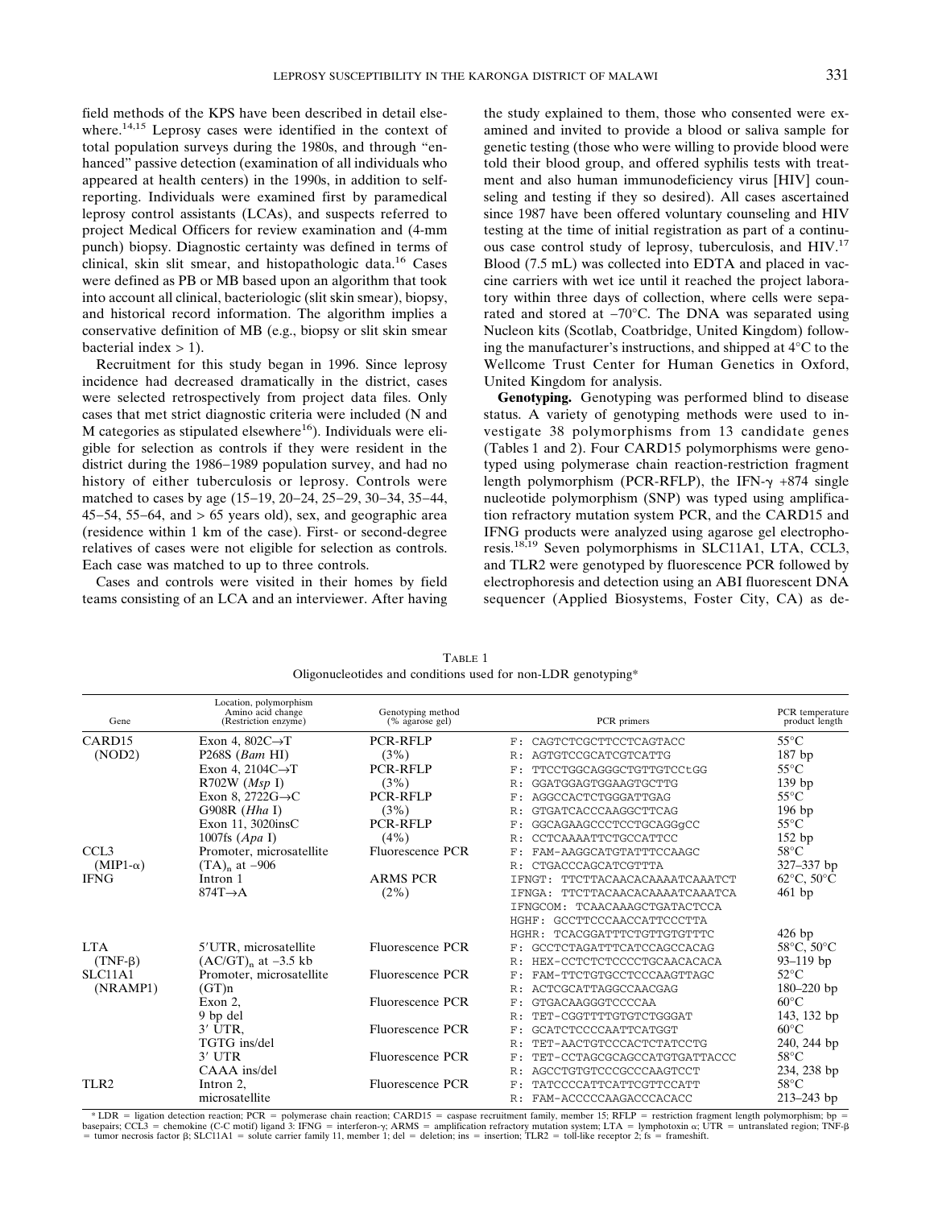field methods of the KPS have been described in detail elsewhere.[14,15] Leprosy cases were identified in the context of total population surveys during the 1980s, and through "enhanced" passive detection (examination of all individuals who appeared at health centers) in the 1990s, in addition to self-reporting. Individuals were examined first by paramedical leprosy control assistants (LCAs), and suspects referred to project Medical Officers for review examination and (4-mm punch) biopsy. Diagnostic certainty was defined in terms of clinical, skin slit smear, and histopathologic data.[16] Cases were defined as PB or MB based upon an algorithm that took into account all clinical, bacteriologic (slit skin smear), biopsy, and historical record information. The algorithm implies a conservative definition of MB (e.g., biopsy or slit skin smear bacterial index > 1).

Recruitment for this study began in 1996. Since leprosy incidence had decreased dramatically in the district, cases were selected retrospectively from project data files. Only cases that met strict diagnostic criteria were included (N and M categories as stipulated elsewhere[16]). Individuals were eligible for selection as controls if they were resident in the district during the 1986–1989 population survey, and had no history of either tuberculosis or leprosy. Controls were matched to cases by age (15–19, 20–24, 25–29, 30–34, 35–44, 45–54, 55–64, and > 65 years old), sex, and geographic area (residence within 1 km of the case). First- or second-degree relatives of cases were not eligible for selection as controls. Each case was matched to up to three controls.

Cases and controls were visited in their homes by field teams consisting of an LCA and an interviewer. After having the study explained to them, those who consented were examined and invited to provide a blood or saliva sample for genetic testing (those who were willing to provide blood were told their blood group, and offered syphilis tests with treatment and also human immunodeficiency virus [HIV] counseling and testing if they so desired). All cases ascertained since 1987 have been offered voluntary counseling and HIV testing at the time of initial registration as part of a continuous case control study of leprosy, tuberculosis, and HIV.[17] Blood (7.5 mL) was collected into EDTA and placed in vaccine carriers with wet ice until it reached the project laboratory within three days of collection, where cells were separated and stored at −70°C. The DNA was separated using Nucleon kits (Scotlab, Coatbridge, United Kingdom) following the manufacturer's instructions, and shipped at 4°C to the Wellcome Trust Center for Human Genetics in Oxford, United Kingdom for analysis.

**Genotyping.** Genotyping was performed blind to disease status. A variety of genotyping methods were used to investigate 38 polymorphisms from 13 candidate genes (Tables 1 and 2). Four CARD15 polymorphisms were genotyped using polymerase chain reaction-restriction fragment length polymorphism (PCR-RFLP), the IFN-γ +874 single nucleotide polymorphism (SNP) was typed using amplification refractory mutation system PCR, and the CARD15 and IFNG products were analyzed using agarose gel electrophoresis.[18,19] Seven polymorphisms in SLC11A1, LTA, CCL3, and TLR2 were genotyped by fluorescence PCR followed by electrophoresis and detection using an ABI fluorescent DNA sequencer (Applied Biosystems, Foster City, CA) as de-

Table 1
Oligonucleotides and conditions used for non-LDR genotyping*

| Gene | Location, polymorphism Amino acid change (Restriction enzyme) | Genotyping method (% agarose gel) | PCR primers | PCR temperature product length |
|---|---|---|---|---|
| CARD15 | Exon 4, 802C→T | PCR-RFLP | F: CAGTCTCGCTTCCTCAGTACC | 55°C |
| (NOD2) | P268S (*Bam* HI) | (3%) | R: AGTGTCCGCATCGTCATTG | 187 bp |
| | Exon 4, 2104C→T | PCR-RFLP | F: TTCCTGGCAGGGCTGTTGTCCtGG | 55°C |
| | R702W (*Msp* I) | (3%) | R: GGATGGAGTGGAAGTGCTTG | 139 bp |
| | Exon 8, 2722G→C | PCR-RFLP | F: AGGCCACTCTGGGATTGAG | 55°C |
| | G908R (*Hha* I) | (3%) | R: GTGATCACCCAAGGCTTCAG | 196 bp |
| | Exon 11, 3020insC | PCR-RFLP | F: GGCAGAAGCCCTCCTGCAGGgCC | 55°C |
| | 1007fs (*Apa* I) | (4%) | R: CCTCAAAATTCTGCCATTCC | 152 bp |
| CCL3 | Promoter, microsatellite | Fluorescence PCR | F: FAM-AAGGCATGTATTTCCAAGC | 58°C |
| (MIP1-α) | $(TA)_n$ at −906 | | R: CTGACCCAGCATCGTTTA | 327–337 bp |
| IFNG | Intron 1 | ARMS PCR | IFNGT: TTCTTACAACACAAAATCAAATCT | 62°C, 50°C |
| | 874T→A | (2%) | IFNGA: TTCTTACAACACAAAATCAAATCA | 461 bp |
| | | | IFNGCOM: TCAACAAAGCTGATACTCCA | |
| | | | HGHF: GCCTTCCCAACCATTCCCTTA | |
| | | | HGHR: TCACGGATTTCTGTTGTGTTTC | 426 bp |
| LTA | 5′UTR, microsatellite | Fluorescence PCR | F: GCCTCTAGATTTCATCCAGCCACAG | 58°C, 50°C |
| (TNF-β) | $(AC/GT)_n$ at −3.5 kb | | R: HEX-CCTCTCTCCCCTGCAACACACA | 93–119 bp |
| SLC11A1 | Promoter, microsatellite | Fluorescence PCR | F: FAM-TTCTGTGCCTCCCAAGTTAGC | 52°C |
| (NRAMP1) | (GT)n | | R: ACTCGCATTAGGCCAACGAG | 180–220 bp |
| | Exon 2, | Fluorescence PCR | F: GTGACAAGGGTCCCCAA | 60°C |
| | 9 bp del | | R: TET-CGGTTTTGTGTCTGGGAT | 143, 132 bp |
| | 3′ UTR, | Fluorescence PCR | F: GCATCTCCCCAATTCATGGT | 60°C |
| | TGTG ins/del | | R: TET-AACTGTCCCACTCTATCCTG | 240, 244 bp |
| | 3′ UTR | Fluorescence PCR | F: TET-CCTAGCGCAGCCATGTGATTACCC | 58°C |
| | CAAA ins/del | | R: AGCCTGTGTCCCGCCCAAGTCCT | 234, 238 bp |
| TLR2 | Intron 2, | Fluorescence PCR | F: TATCCCCATTCATTCGTTCCATT | 58°C |
| | microsatellite | | R: FAM-ACCCCCAAGACCCACACC | 213–243 bp |

* LDR = ligation detection reaction; PCR = polymerase chain reaction; CARD15 = caspase recruitment family, member 15; RFLP = restriction fragment length polymorphism; bp = basepairs; CCL3 = chemokine (C-C motif) ligand 3: IFNG = interferon-γ; ARMS = amplification refractory mutation system; LTA = lymphotoxin α; UTR = untranslated region; TNF-β = tumor necrosis factor β; SLC11A1 = solute carrier family 11, member 1; del = deletion; ins = insertion; TLR2 = toll-like receptor 2; fs = frameshift.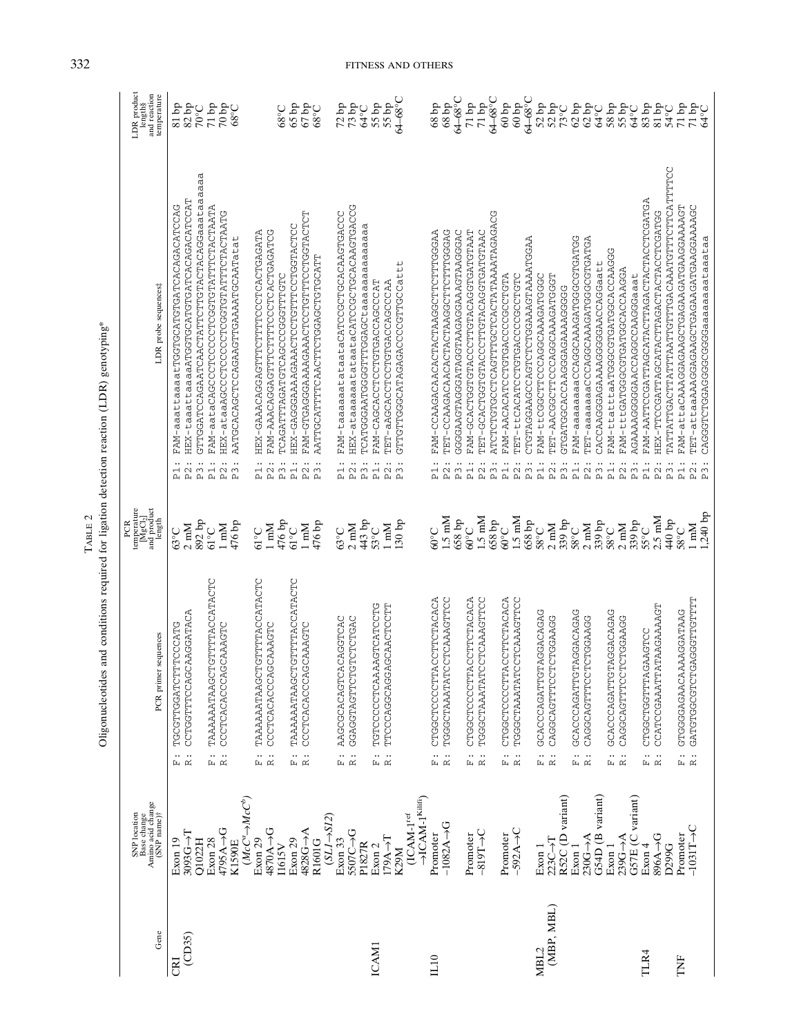TABLE 2

Oligonucleotides and conditions required for ligation detection reaction (LDR) genotyping*

| Gene | SNP location Base change Amino acid change (SNP name)† | PCR primer sequences | PCR temperature [MgCl2] and product length | LDR probe sequences‡ | LDR product length§ and reaction temperature |
|---|---|---|---|---|---|
| CR1 (CD35) | Exon 19 3093G→T Q1022H | F: TGCGTTGGATCTTTCCCATG<br>R: CCTGGTTTCCAGCAAGGATACA | 63°C<br>2 mM<br>892 bp | P1: FAM-aaattaaaatTGGTGCATGTGATCACAGACATCCAG<br>P2: HEX-taaattaaaaATGGTGCATGTGATCACAGACATCCAT<br>P3: GTTGGATCCAGAATCAACTATTCTTGTACTACAGGaaataaaaaa | 81 bp<br>82 bp<br>70°C |
| | Exon 28 4795A→G K1590E ($McC^a$→$McC^b$) | F: TAAAAAATAAGCTGTTTTTACCATACTC<br>R: CCCTCACACCCAGCAAAGTC | 61°C<br>1 mM<br>476 bp | P1: FAM-aataCAGCCCTCCCCCTCGGTGTATTTCTACTAATA<br>P2: HEX-ataaAGCCCTCCCCCTCGGTGTATTTCTACTAATG<br>P3: AATGCACAGCTCCAGAAGTTGAAAATGCAATatat | 71 bp<br>70 bp<br>68°C |
| | Exon 29 4870A→G I1615V | F: TAAAAAATAAGCTGTTTTTACCATACTC<br>R: CCCTCACACCCAGCAAAGTC | 61°C<br>1 mM<br>476 bp | P1: HEX-GAAACAGAGTTTCTTTTCCCTCACTGAGATA<br>P2: FAM-AAACAGAGTTTCTTTTCCCTCACTGAGATCG<br>P3: TCAGATTTAGATGTCAGCCCGGGTTTGTC | <br><br>68°C |
| | Exon 29 4828G→A R1601G ($SL1$→$Sl2$) | F: TAAAAAATAAGCTGTTTTTACCATACTC<br>R: CCCTCACACCCAGCAAAGTC | 61°C<br>1 mM<br>476 bp | P1: HEX-GAGGGAAAAGAAACTCCTGTTTCCTGGTACTCC<br>P2: FAM-GTGAGGGAAAAGAAACTCCTGTTTCCTGGTACTCT<br>P3: AATTGCATTTTCAACTTCTGGAGCTGTGCATT | 65 bp<br>67 bp<br>68°C |
| | Exon 33 5507C→G P1827R | F: AAGCGCACAGTCACAGGTCAC<br>R: GGAGGTAGTTCTGTCTCTGAC | 63°C<br>2 mM<br>443 bp | P1: FAM-taaaaaatataataCATCCGCTGCACAAGTGACCC<br>P2: HEX-ataaaaaatataataCATCCGCTGCACAAGTGACCG<br>P3: TCATGGAATGGGGTTTGGAGCtaaaaaaaaaaaa | 72 bp<br>73 bp<br>64°C |
| ICAM1 | Exon 2 179A→T K29M ($ICAM$-$1^{ref}$ →$ICAM$-$1^{Kilifi}$) | F: TGTCCCCCTCAAAAGTCATCCTG<br>R: TTCCCAGGCAGGAGCAACTCCTT | 53°C<br>1 mM<br>130 bp | P1: FAM-CAGCACCTCCTGTGACCAGCCCAT<br>P2: TET-aAGCACCTCCTGTGACCAGCCCAA<br>P3: GTTGTTGGGCATAGAGACCCCGTTGCCattt | 55 bp<br>55 bp<br>64–68°C |
| IL10 | Promoter −1082A→G | F: CTGGCTCCCCTTACCTTCTACACA<br>R: TGGGCTAAATATCCTCAAAGTTCC | 60°C<br>1.5 mM<br>658 bp | P1: FAM-CCAAGACAACACTACTAAGGCTTCTTTGGGAA<br>P2: TET-CCAAGACAACACTACTAAGGCTTCTTTGGGAG<br>P3: GGGGAAGTAGGGATAGGTAAGAGGAAAGTAAGGGAC | 68 bp<br>68 bp<br>64–68°C |
| | Promoter −819T→C | F: CTGGCTCCCCTTACCTTCTACACA<br>R: TGGGCTAAATATCCTCAAAGTTCC | 60°C<br>1.5 mM<br>658 bp | P1: FAM-GCACTGGTGTACCCTTGTACAGGTGATGTAAT<br>P2: TET-GCACTGGTGTACCCTTGTACAGGTGATGTAAC<br>P3: ATCTCTGTGCCTCAGTTTGCTCACTATAAAATAGAGACG | 71 bp<br>71 bp<br>64–68°C |
| | Promoter −592A→C | F: CTGGCTCCCCTTACCTTCTACACA<br>R: TGGGCTAAATATCCTCAAAGTTCC | 60°C<br>1.5 mM<br>658 bp | P1: FAM-AACACATCCTGTGACCCCGCCTGTA<br>P2: TET-ttCACATCCTGTGACCCCGCCTGTC<br>P3: CTGTAGGAAGCCAGTCTCTGGAAAGTAAAATGGAA | 60 bp<br>60 bp<br>64–68°C |
| MBL2 (MBP, MBL) | Exon 1 223C→T R52C (D variant) | F: GCACCCAGATTGTAGGACAGAG<br>R: CAGGCAGTTTCCTCTGGAAGG | 58°C<br>2 mM<br>339 bp | P1: FAM-ttCGGCTTCCCAGGCAAAGATGGGC<br>P2: TET-AACGGCTTCCCAGGCAAAGATGGGT<br>P3: GTGATGGCACCAAGGGAGAAAAGGGG | 52 bp<br>52 bp<br>73°C |
| | Exon 1 230G→A G54D (B variant) | F: GCACCCAGATTGTAGGACAGAG<br>R: CAGGCAGTTTCCTCTGGAAGG | 58°C<br>2 mM<br>339 bp | P1: FAM-aaaaaaaCCAGGCAAAGATGGGCGTGATGG<br>P2: TET-aaaaaaaCCAGGCAAAGATGGGCGTGATGA<br>P3: CACCAAGGGAGAAAAGGGGAACCAGGaatt | 62 bp<br>62 bp<br>64°C |
| | Exon 1 239G→A G57E (C variant) | F: GCACCCAGATTGTAGGACAGAG<br>R: CAGGCAGTTTCCTCTGGAAGG | 58°C<br>2 mM<br>339 bp | P1: FAM-ttattaATGGGCGTGATGGCACCAAGGG<br>P2: FAM-tttGATGGGCGTGATGGCACCAAGGA<br>P3: AGAAAAGGGGAACCAGGCCAAGGGaat | 58 bp<br>55 bp<br>64°C |
| TLR4 | Exon 4 896A→G D299G | F: CTGGCTGGTTTAGAAGTCC<br>R: CCATCCGAAATTATAAGAAAAGT | 55°C<br>2.5 mM<br>440 bp | P1: FAM-AATTCCGATTAGCATACTTAGACTACTACCTCGATGA<br>P2: HEX-TTCCGATTAGCATACTTAGACTACCTCGATGG<br>P3: TATTATTGACTTATTTAATTGTTTGACAAATGTTTCTTCATTTTCC | 83 bp<br>81 bp<br>54°C |
| TNF | Promoter −1031T→C | F: GTGGGGAGAACAAAAGGATAAG<br>R: GATGTGGCGTCTGAGGGTTGTTTT | 58°C<br>1 mM<br>1,240 bp | P1: FAM-attaCAAAGGAGAAGCTGAGAAGATGAAGGAAAAGT<br>P2: TET-attaAAAGGAGAAGCTGAGAAGATGAAGGAAAAGC<br>P3: CAGGGTCTGGAGGGGGCGGGGaaaaaaaaataaataa | 71 bp<br>71 bp<br>64°C |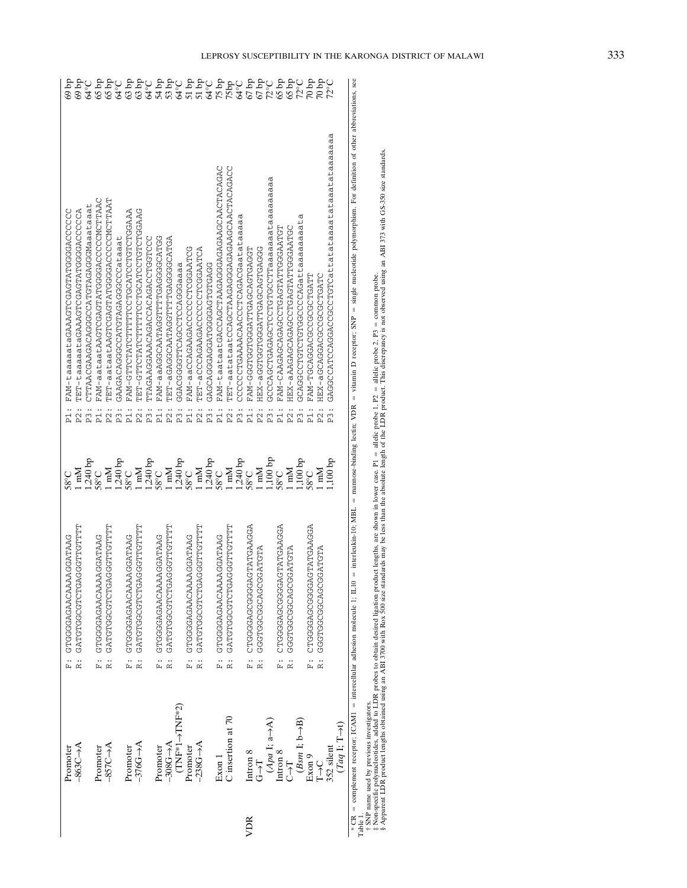| Gene | SNP† | PCR primers | PCR conditions | LDR probes‡ | LDR product length§ / conditions |
|---|---|---|---|---|---|
| | Promoter −863C→A | F: GTGGGGAGAACAAAAGGATAAG<br>R: GATGTGGCGTCTGAGGGTTGTTTT | 58°C<br>1 mM<br>1,240 bp | P1: FAM-taaaaataGAAAGTCGAGTATGGGGACCCCC<br>P2: TET-taaaaataGAAAGTCGAGTATGGGGACCCCA<br>P3: CTTAACGAAGACAGGGCCATGTAGAGGGMaaataaat | 69 bp<br>69 bp<br>64°C |
| | Promoter −857C→A | F: GTGGGGAGAACAAAAGGATAAG<br>R: GATGTGGCGTCTGAGGGTTGTTTT | 58°C<br>1 mM<br>1,240 bp | P1: FAM-aataatAAGTCGAGTATGGGGACCCCMCTTAAC<br>P2: TET-aataatAAGTCGAGTATGGGGACCCCMCTTAAT<br>P3: GAAGACAGGGCCATGTAGAGGGCCCataaat | 65 bp<br>65 bp<br>64°C |
| | Promoter −376G→A | F: GTGGGGAGAACAAAAGGATAAG<br>R: GATGTGGCGTCTGAGGGTTGTTTT | 58°C<br>1 mM<br>1,240 bp | P1: FAM-GTTCTATCTTTTTCCTGCATCCTGTCTGGAAA<br>P2: TET-GTTCTATCTTTTTCCTGCATCCTGTCTGGAAG<br>P3: TTAGAAGAAACAGACCACAGACCTGGTCCC | 63 bp<br>63 bp<br>64°C |
| | Promoter −308G→A (TNF*1→TNF*2) | F: GTGGGGAGAACAAAAGGATAAG<br>R: GATGTGGCGTCTGAGGGTTGTTTT | 58°C<br>1 mM<br>1,240 bp | P1: FAM-aaAGGCAATAGGTTTTGAGGGGCATGG<br>P2: TET-aGAGGCAATAGGTTTTGAGGGGCATGA<br>P3: GGACGGGGTTCAGCCTCCAGGGaaaa | 54 bp<br>53 bp<br>64°C |
| | Promoter −238G→A | F: GTGGGGAGAACAAAAGGATAAG<br>R: GATGTGGCGTCTGAGGGTTGTTTT | 58°C<br>1 mM<br>1,240 bp | P1: FAM-aaCCAGAAGACCCCCCTCGGAATCG<br>P2: TET-aCCCAGAAGACCCCCCTCGGAATCA<br>P3: GAGCAGGGAGGATGGGGAGTGTGAGG | 51 bp<br>51 bp<br>64°C |
| | Exon 1 C insertion at 70 | F: GTGGGGAGAACAAAAGGATAAG<br>R: GATGTGGCGTCTGAGGGTTGTTTT | 58°C<br>1 mM<br>1,240 bp | P1: FAM-taataatGACCAGCTAAGAGGGAGAAGCAACTACAGAC<br>P2: TET-aatataatCCAGCTAAGAGGGAGAAGCAACTACAGACC<br>P3: CCCCCTGAAAACAACCCTCAGACGaatataaaa | 75 bp<br>75bp<br>64°C |
| VDR | Intron 8 G→T (*Apa* I; a→A) | F: CTGGGGAGCGGGGAGTATGAAGGA<br>R: GGGTGGCGGCAGCGGATGTA | 58°C<br>1 mM<br>1,100 bp | P1: FAM-GGGTGGTGGGATTGAGCAGTGAGGT<br>P2: HEX-aGGTGGTGGGATTGAGCAGTGAGGG<br>P3: GCCCAGCTGAGAGCTCCTGTGCCTTaaaaaaataaaaaaaa | 67 bp<br>67 bp<br>72°C |
| | Intron 8 C→T (*Bsm* I; b→B) | F: CTGGGGAGCGGGGAGTATGAAGGA<br>R: GGGTGGCGGCAGCGGATGTA | 58°C<br>1 mM<br>1,100 bp | P1: FAM-CAAGAGCAGAGCCTGAGTATTGGGAATGT<br>P2: HEX-aAAGAGCAGAGCCTGAGTATTGGGAATGC<br>P3: GCAGGCCTGTCTGTGGCCCCAGattaaaaaaata | 65 bp<br>65 bp<br>72°C |
| | Exon 9 T→C 352 silent (*Taq* I; T→t) | F: CTGGGGAGCGGGGAGTATGAAGGA<br>R: GGGTGGCGGCAGCGGATGTA | 58°C<br>1 mM<br>1,100 bp | P1: FAM-TGCAGGACGCCGCGCTGATT<br>P2: HEX-aGCAGGACGCCGCGCTGATC<br>P3: GAGGCCATCCAGGACCGCCTGTCattatataaaatataaatataaaaaa | 70 bp<br>70 bp<br>72°C |

\* CR = complement receptor; ICAM1 = intercellular adhesion molecule 1; IL10 = interleukin-10; MBL = mannose-binding lectin; VDR = vitamin D receptor; SNP = single nucleotide polymorphism. For definition of other abbreviations, see Table 1.
† SNP name used by previous investigators.
‡ Non-specific polynucleotides, added to LDR probes to obtain desired ligation product lengths, are shown in lower case. P1 = allelic probe 1, P2 = allelic probe 2, P3 = common probe.
§ Apparent LDR product lengths obtained using an ABI 3700 with Rox 500 size standards may be less than the absolute length of the LDR product. This discrepancy is not observed using an ABI 373 with GS-350 size standards.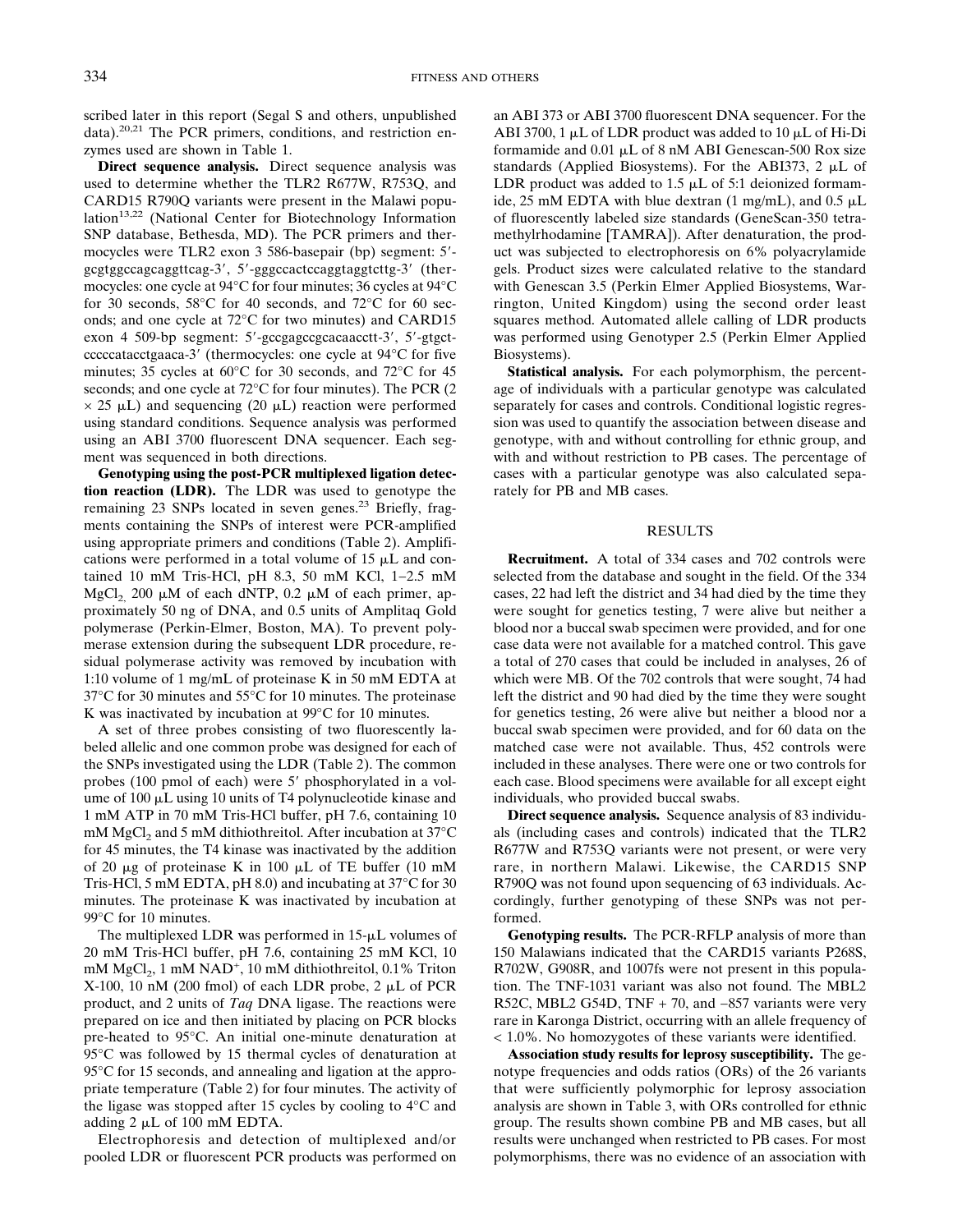scribed later in this report (Segal S and others, unpublished data).[20,21] The PCR primers, conditions, and restriction enzymes used are shown in Table 1.

**Direct sequence analysis.** Direct sequence analysis was used to determine whether the TLR2 R677W, R753Q, and CARD15 R790Q variants were present in the Malawi population[13,22] (National Center for Biotechnology Information SNP database, Bethesda, MD). The PCR primers and thermocycles were TLR2 exon 3 586-basepair (bp) segment: 5′-gcgtggccagcaggttcag-3′, 5′-gggccactccaggtaggtcttg-3′ (thermocycles: one cycle at 94°C for four minutes; 36 cycles at 94°C for 30 seconds, 58°C for 40 seconds, and 72°C for 60 seconds; and one cycle at 72°C for two minutes) and CARD15 exon 4 509-bp segment: 5′-gccgagccgcacaacctt-3′, 5′-gtgctcccccatacctgaaca-3′ (thermocycles: one cycle at 94°C for five minutes; 35 cycles at 60°C for 30 seconds, and 72°C for 45 seconds; and one cycle at 72°C for four minutes). The PCR (2 × 25 μL) and sequencing (20 μL) reaction were performed using standard conditions. Sequence analysis was performed using an ABI 3700 fluorescent DNA sequencer. Each segment was sequenced in both directions.

**Genotyping using the post-PCR multiplexed ligation detection reaction (LDR).** The LDR was used to genotype the remaining 23 SNPs located in seven genes.[23] Briefly, fragments containing the SNPs of interest were PCR-amplified using appropriate primers and conditions (Table 2). Amplifications were performed in a total volume of 15 μL and contained 10 mM Tris-HCl, pH 8.3, 50 mM KCl, 1–2.5 mM $MgCl_2$, 200 μM of each dNTP, 0.2 μM of each primer, approximately 50 ng of DNA, and 0.5 units of Amplitaq Gold polymerase (Perkin-Elmer, Boston, MA). To prevent polymerase extension during the subsequent LDR procedure, residual polymerase activity was removed by incubation with 1:10 volume of 1 mg/mL of proteinase K in 50 mM EDTA at 37°C for 30 minutes and 55°C for 10 minutes. The proteinase K was inactivated by incubation at 99°C for 10 minutes.

A set of three probes consisting of two fluorescently labeled allelic and one common probe was designed for each of the SNPs investigated using the LDR (Table 2). The common probes (100 pmol of each) were 5′ phosphorylated in a volume of 100 μL using 10 units of T4 polynucleotide kinase and 1 mM ATP in 70 mM Tris-HCl buffer, pH 7.6, containing 10 mM $MgCl_2$ and 5 mM dithiothreitol. After incubation at 37°C for 45 minutes, the T4 kinase was inactivated by the addition of 20 μg of proteinase K in 100 μL of TE buffer (10 mM Tris-HCl, 5 mM EDTA, pH 8.0) and incubating at 37°C for 30 minutes. The proteinase K was inactivated by incubation at 99°C for 10 minutes.

The multiplexed LDR was performed in 15-μL volumes of 20 mM Tris-HCl buffer, pH 7.6, containing 25 mM KCl, 10 mM $MgCl_2$, 1 mM $NAD^+$, 10 mM dithiothreitol, 0.1% Triton X-100, 10 nM (200 fmol) of each LDR probe, 2 μL of PCR product, and 2 units of *Taq* DNA ligase. The reactions were prepared on ice and then initiated by placing on PCR blocks pre-heated to 95°C. An initial one-minute denaturation at 95°C was followed by 15 thermal cycles of denaturation at 95°C for 15 seconds, and annealing and ligation at the appropriate temperature (Table 2) for four minutes. The activity of the ligase was stopped after 15 cycles by cooling to 4°C and adding 2 μL of 100 mM EDTA.

Electrophoresis and detection of multiplexed and/or pooled LDR or fluorescent PCR products was performed on an ABI 373 or ABI 3700 fluorescent DNA sequencer. For the ABI 3700, 1 μL of LDR product was added to 10 μL of Hi-Di formamide and 0.01 μL of 8 nM ABI Genescan-500 Rox size standards (Applied Biosystems). For the ABI373, 2 μL of LDR product was added to 1.5 μL of 5:1 deionized formamide, 25 mM EDTA with blue dextran (1 mg/mL), and 0.5 μL of fluorescently labeled size standards (GeneScan-350 tetramethylrhodamine [TAMRA]). After denaturation, the product was subjected to electrophoresis on 6% polyacrylamide gels. Product sizes were calculated relative to the standard with Genescan 3.5 (Perkin Elmer Applied Biosystems, Warrington, United Kingdom) using the second order least squares method. Automated allele calling of LDR products was performed using Genotyper 2.5 (Perkin Elmer Applied Biosystems).

**Statistical analysis.** For each polymorphism, the percentage of individuals with a particular genotype was calculated separately for cases and controls. Conditional logistic regression was used to quantify the association between disease and genotype, with and without controlling for ethnic group, and with and without restriction to PB cases. The percentage of cases with a particular genotype was also calculated separately for PB and MB cases.

## RESULTS

**Recruitment.** A total of 334 cases and 702 controls were selected from the database and sought in the field. Of the 334 cases, 22 had left the district and 34 had died by the time they were sought for genetics testing, 7 were alive but neither a blood nor a buccal swab specimen were provided, and for one case data were not available for a matched control. This gave a total of 270 cases that could be included in analyses, 26 of which were MB. Of the 702 controls that were sought, 74 had left the district and 90 had died by the time they were sought for genetics testing, 26 were alive but neither a blood nor a buccal swab specimen were provided, and for 60 data on the matched case were not available. Thus, 452 controls were included in these analyses. There were one or two controls for each case. Blood specimens were available for all except eight individuals, who provided buccal swabs.

**Direct sequence analysis.** Sequence analysis of 83 individuals (including cases and controls) indicated that the TLR2 R677W and R753Q variants were not present, or were very rare, in northern Malawi. Likewise, the CARD15 SNP R790Q was not found upon sequencing of 63 individuals. Accordingly, further genotyping of these SNPs was not performed.

**Genotyping results.** The PCR-RFLP analysis of more than 150 Malawians indicated that the CARD15 variants P268S, R702W, G908R, and 1007fs were not present in this population. The TNF-1031 variant was also not found. The MBL2 R52C, MBL2 G54D, TNF + 70, and −857 variants were very rare in Karonga District, occurring with an allele frequency of < 1.0%. No homozygotes of these variants were identified.

**Association study results for leprosy susceptibility.** The genotype frequencies and odds ratios (ORs) of the 26 variants that were sufficiently polymorphic for leprosy association analysis are shown in Table 3, with ORs controlled for ethnic group. The results shown combine PB and MB cases, but all results were unchanged when restricted to PB cases. For most polymorphisms, there was no evidence of an association with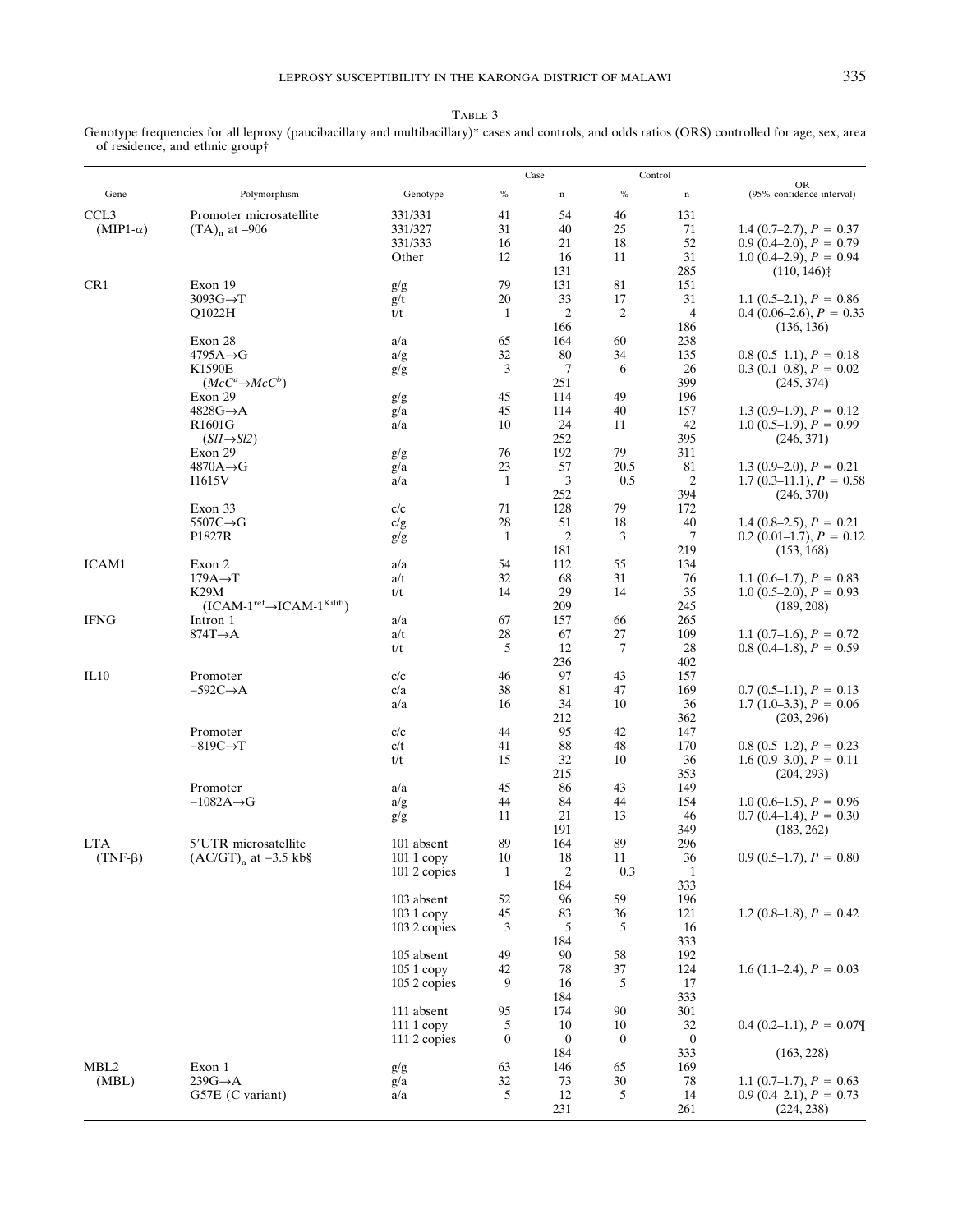TABLE 3

Genotype frequencies for all leprosy (paucibacillary and multibacillary)* cases and controls, and odds ratios (ORS) controlled for age, sex, area of residence, and ethnic group†

| Gene | Polymorphism | Genotype | Case % | Case n | Control % | Control n | OR (95% confidence interval) |
|---|---|---|---|---|---|---|---|
| CCL3 | Promoter microsatellite | 331/331 | 41 | 54 | 46 | 131 | |
| (MIP1-α) | $(TA)_n$ at –906 | 331/327 | 31 | 40 | 25 | 71 | 1.4 (0.7–2.7), $P = 0.37$ |
| | | 331/333 | 16 | 21 | 18 | 52 | 0.9 (0.4–2.0), $P = 0.79$ |
| | | Other | 12 | 16 | 11 | 31 | 1.0 (0.4–2.9), $P = 0.94$ |
| | | | | 131 | | 285 | (110, 146)‡ |
| CR1 | Exon 19 | g/g | 79 | 131 | 81 | 151 | |
| | 3093G→T | g/t | 20 | 33 | 17 | 31 | 1.1 (0.5–2.1), $P = 0.86$ |
| | Q1022H | t/t | 1 | 2 | 2 | 4 | 0.4 (0.06–2.6), $P = 0.33$ |
| | | | | 166 | | 186 | (136, 136) |
| | Exon 28 | a/a | 65 | 164 | 60 | 238 | |
| | 4795A→G | a/g | 32 | 80 | 34 | 135 | 0.8 (0.5–1.1), $P = 0.18$ |
| | K1590E | g/g | 3 | 7 | 6 | 26 | 0.3 (0.1–0.8), $P = 0.02$ |
| | ($McC^a$→$McC^b$) | | | 251 | | 399 | (245, 374) |
| | Exon 29 | g/g | 45 | 114 | 49 | 196 | |
| | 4828G→A | g/a | 45 | 114 | 40 | 157 | 1.3 (0.9–1.9), $P = 0.12$ |
| | R1601G | a/a | 10 | 24 | 11 | 42 | 1.0 (0.5–1.9), $P = 0.99$ |
| | (*Sl1*→*Sl2*) | | | 252 | | 395 | (246, 371) |
| | Exon 29 | g/g | 76 | 192 | 79 | 311 | |
| | 4870A→G | g/a | 23 | 57 | 20.5 | 81 | 1.3 (0.9–2.0), $P = 0.21$ |
| | I1615V | a/a | 1 | 3 | 0.5 | 2 | 1.7 (0.3–11.1), $P = 0.58$ |
| | | | | 252 | | 394 | (246, 370) |
| | Exon 33 | c/c | 71 | 128 | 79 | 172 | |
| | 5507C→G | c/g | 28 | 51 | 18 | 40 | 1.4 (0.8–2.5), $P = 0.21$ |
| | P1827R | g/g | 1 | 2 | 3 | 7 | 0.2 (0.01–1.7), $P = 0.12$ |
| | | | | 181 | | 219 | (153, 168) |
| ICAM1 | Exon 2 | a/a | 54 | 112 | 55 | 134 | |
| | 179A→T | a/t | 32 | 68 | 31 | 76 | 1.1 (0.6–1.7), $P = 0.83$ |
| | K29M | t/t | 14 | 29 | 14 | 35 | 1.0 (0.5–2.0), $P = 0.93$ |
| | ($ICAM\text{-}1^{ref}$→$ICAM\text{-}1^{Kilifi}$) | | | 209 | | 245 | (189, 208) |
| IFNG | Intron 1 | a/a | 67 | 157 | 66 | 265 | |
| | 874T→A | a/t | 28 | 67 | 27 | 109 | 1.1 (0.7–1.6), $P = 0.72$ |
| | | t/t | 5 | 12 | 7 | 28 | 0.8 (0.4–1.8), $P = 0.59$ |
| | | | | 236 | | 402 | |
| IL10 | Promoter | c/c | 46 | 97 | 43 | 157 | |
| | –592C→A | c/a | 38 | 81 | 47 | 169 | 0.7 (0.5–1.1), $P = 0.13$ |
| | | a/a | 16 | 34 | 10 | 36 | 1.7 (1.0–3.3), $P = 0.06$ |
| | | | | 212 | | 362 | (203, 296) |
| | Promoter | c/c | 44 | 95 | 42 | 147 | |
| | –819C→T | c/t | 41 | 88 | 48 | 170 | 0.8 (0.5–1.2), $P = 0.23$ |
| | | t/t | 15 | 32 | 10 | 36 | 1.6 (0.9–3.0), $P = 0.11$ |
| | | | | 215 | | 353 | (204, 293) |
| | Promoter | a/a | 45 | 86 | 43 | 149 | |
| | –1082A→G | a/g | 44 | 84 | 44 | 154 | 1.0 (0.6–1.5), $P = 0.96$ |
| | | g/g | 11 | 21 | 13 | 46 | 0.7 (0.4–1.4), $P = 0.30$ |
| | | | | 191 | | 349 | (183, 262) |
| LTA | 5′UTR microsatellite | 101 absent | 89 | 164 | 89 | 296 | |
| (TNF-β) | $(AC/GT)_n$ at –3.5 kb§ | 101 1 copy | 10 | 18 | 11 | 36 | 0.9 (0.5–1.7), $P = 0.80$ |
| | | 101 2 copies | 1 | 2 | 0.3 | 1 | |
| | | | | 184 | | 333 | |
| | | 103 absent | 52 | 96 | 59 | 196 | |
| | | 103 1 copy | 45 | 83 | 36 | 121 | 1.2 (0.8–1.8), $P = 0.42$ |
| | | 103 2 copies | 3 | 5 | 5 | 16 | |
| | | | | 184 | | 333 | |
| | | 105 absent | 49 | 90 | 58 | 192 | |
| | | 105 1 copy | 42 | 78 | 37 | 124 | 1.6 (1.1–2.4), $P = 0.03$ |
| | | 105 2 copies | 9 | 16 | 5 | 17 | |
| | | | | 184 | | 333 | |
| | | 111 absent | 95 | 174 | 90 | 301 | |
| | | 111 1 copy | 5 | 10 | 10 | 32 | 0.4 (0.2–1.1), $P = 0.07$¶ |
| | | 111 2 copies | 0 | 0 | 0 | 0 | |
| | | | | 184 | | 333 | (163, 228) |
| MBL2 | Exon 1 | g/g | 63 | 146 | 65 | 169 | |
| (MBL) | 239G→A | g/a | 32 | 73 | 30 | 78 | 1.1 (0.7–1.7), $P = 0.63$ |
| | G57E (C variant) | a/a | 5 | 12 | 5 | 14 | 0.9 (0.4–2.1), $P = 0.73$ |
| | | | | 231 | | 261 | (224, 238) |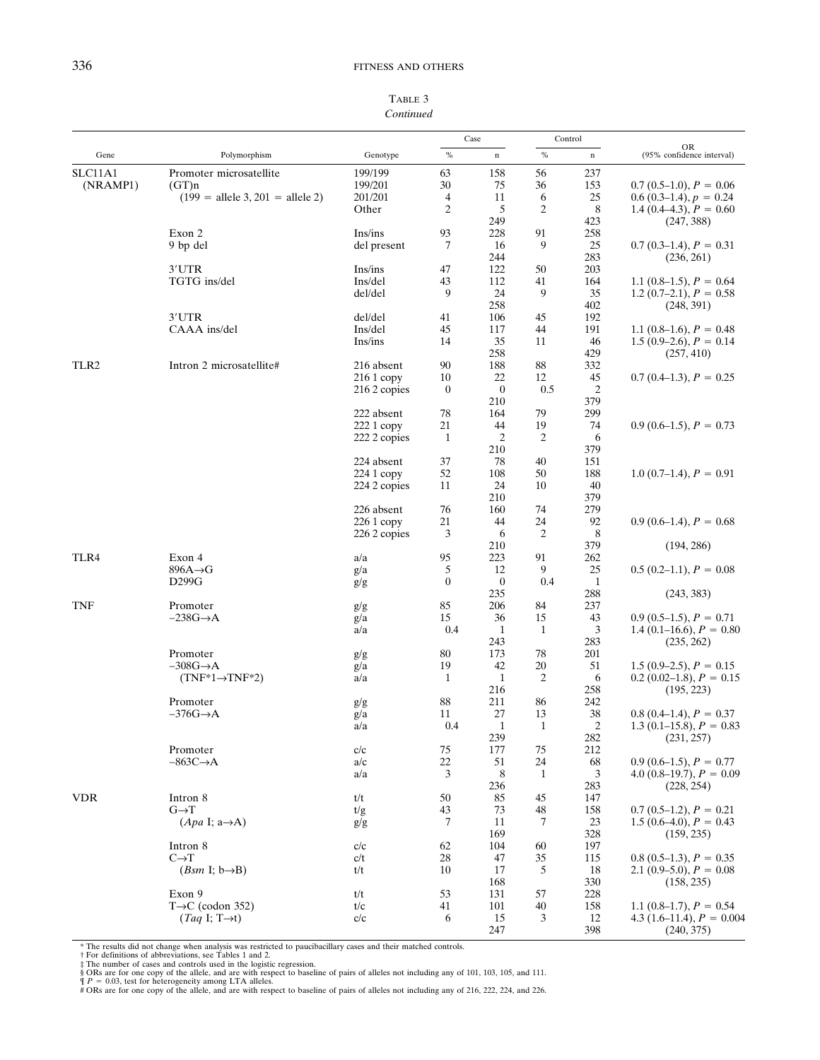TABLE 3
*Continued*

| Gene | Polymorphism | Genotype | Case % | Case n | Control % | Control n | OR (95% confidence interval) |
|---|---|---|---|---|---|---|---|
| SLC11A1 (NRAMP1) | Promoter microsatellite (GT)n (199 = allele 3, 201 = allele 2) | 199/199 | 63 | 158 | 56 | 237 | |
| | | 199/201 | 30 | 75 | 36 | 153 | 0.7 (0.5–1.0), $P = 0.06$ |
| | | 201/201 | 4 | 11 | 6 | 25 | 0.6 (0.3–1.4), $p = 0.24$ |
| | | Other | 2 | 5 | 2 | 8 | 1.4 (0.4–4.3), $P = 0.60$ |
| | | | | 249 | | 423 | (247, 388) |
| | Exon 2 9 bp del | Ins/ins | 93 | 228 | 91 | 258 | |
| | | del present | 7 | 16 | 9 | 25 | 0.7 (0.3–1.4), $P = 0.31$ |
| | | | | 244 | | 283 | (236, 261) |
| | 3′UTR TGTG ins/del | Ins/ins | 47 | 122 | 50 | 203 | |
| | | Ins/del | 43 | 112 | 41 | 164 | 1.1 (0.8–1.5), $P = 0.64$ |
| | | del/del | 9 | 24 | 9 | 35 | 1.2 (0.7–2.1), $P = 0.58$ |
| | | | | 258 | | 402 | (248, 391) |
| | 3′UTR CAAA ins/del | del/del | 41 | 106 | 45 | 192 | |
| | | Ins/del | 45 | 117 | 44 | 191 | 1.1 (0.8–1.6), $P = 0.48$ |
| | | Ins/ins | 14 | 35 | 11 | 46 | 1.5 (0.9–2.6), $P = 0.14$ |
| | | | | 258 | | 429 | (257, 410) |
| TLR2 | Intron 2 microsatellite# | 216 absent | 90 | 188 | 88 | 332 | |
| | | 216 1 copy | 10 | 22 | 12 | 45 | 0.7 (0.4–1.3), $P = 0.25$ |
| | | 216 2 copies | 0 | 0 | 0.5 | 2 | |
| | | | | 210 | | 379 | |
| | | 222 absent | 78 | 164 | 79 | 299 | |
| | | 222 1 copy | 21 | 44 | 19 | 74 | 0.9 (0.6–1.5), $P = 0.73$ |
| | | 222 2 copies | 1 | 2 | 2 | 6 | |
| | | | | 210 | | 379 | |
| | | 224 absent | 37 | 78 | 40 | 151 | |
| | | 224 1 copy | 52 | 108 | 50 | 188 | 1.0 (0.7–1.4), $P = 0.91$ |
| | | 224 2 copies | 11 | 24 | 10 | 40 | |
| | | | | 210 | | 379 | |
| | | 226 absent | 76 | 160 | 74 | 279 | |
| | | 226 1 copy | 21 | 44 | 24 | 92 | 0.9 (0.6–1.4), $P = 0.68$ |
| | | 226 2 copies | 3 | 6 | 2 | 8 | |
| | | | | 210 | | 379 | (194, 286) |
| TLR4 | Exon 4 896A→G D299G | a/a | 95 | 223 | 91 | 262 | |
| | | g/a | 5 | 12 | 9 | 25 | 0.5 (0.2–1.1), $P = 0.08$ |
| | | g/g | 0 | 0 | 0.4 | 1 | |
| | | | | 235 | | 288 | (243, 383) |
| TNF | Promoter −238G→A | g/g | 85 | 206 | 84 | 237 | |
| | | g/a | 15 | 36 | 15 | 43 | 0.9 (0.5–1.5), $P = 0.71$ |
| | | a/a | 0.4 | 1 | 1 | 3 | 1.4 (0.1–16.6), $P = 0.80$ |
| | | | | 243 | | 283 | (235, 262) |
| | Promoter −308G→A (TNF*1→TNF*2) | g/g | 80 | 173 | 78 | 201 | |
| | | g/a | 19 | 42 | 20 | 51 | 1.5 (0.9–2.5), $P = 0.15$ |
| | | a/a | 1 | 1 | 2 | 6 | 0.2 (0.02–1.8), $P = 0.15$ |
| | | | | 216 | | 258 | (195, 223) |
| | Promoter −376G→A | g/g | 88 | 211 | 86 | 242 | |
| | | g/a | 11 | 27 | 13 | 38 | 0.8 (0.4–1.4), $P = 0.37$ |
| | | a/a | 0.4 | 1 | 1 | 2 | 1.3 (0.1–15.8), $P = 0.83$ |
| | | | | 239 | | 282 | (231, 257) |
| | Promoter −863C→A | c/c | 75 | 177 | 75 | 212 | |
| | | a/c | 22 | 51 | 24 | 68 | 0.9 (0.6–1.5), $P = 0.77$ |
| | | a/a | 3 | 8 | 1 | 3 | 4.0 (0.8–19.7), $P = 0.09$ |
| | | | | 236 | | 283 | (228, 254) |
| VDR | Intron 8 G→T (*Apa* I; a→A) | t/t | 50 | 85 | 45 | 147 | |
| | | t/g | 43 | 73 | 48 | 158 | 0.7 (0.5–1.2), $P = 0.21$ |
| | | g/g | 7 | 11 | 7 | 23 | 1.5 (0.6–4.0), $P = 0.43$ |
| | | | | 169 | | 328 | (159, 235) |
| | Intron 8 C→T (*Bsm* I; b→B) | c/c | 62 | 104 | 60 | 197 | |
| | | c/t | 28 | 47 | 35 | 115 | 0.8 (0.5–1.3), $P = 0.35$ |
| | | t/t | 10 | 17 | 5 | 18 | 2.1 (0.9–5.0), $P = 0.08$ |
| | | | | 168 | | 330 | (158, 235) |
| | Exon 9 T→C (codon 352) (*Taq* I; T→t) | t/t | 53 | 131 | 57 | 228 | |
| | | t/c | 41 | 101 | 40 | 158 | 1.1 (0.8–1.7), $P = 0.54$ |
| | | c/c | 6 | 15 | 3 | 12 | 4.3 (1.6–11.4), $P = 0.004$ |
| | | | | 247 | | 398 | (240, 375) |

* The results did not change when analysis was restricted to paucibacillary cases and their matched controls.
† For definitions of abbreviations, see Tables 1 and 2.
‡ The number of cases and controls used in the logistic regression.
§ ORs are for one copy of the allele, and are with respect to baseline of pairs of alleles not including any of 101, 103, 105, and 111.
¶ $P = 0.03$, test for heterogeneity among LTA alleles.
# ORs are for one copy of the allele, and are with respect to baseline of pairs of alleles not including any of 216, 222, 224, and 226.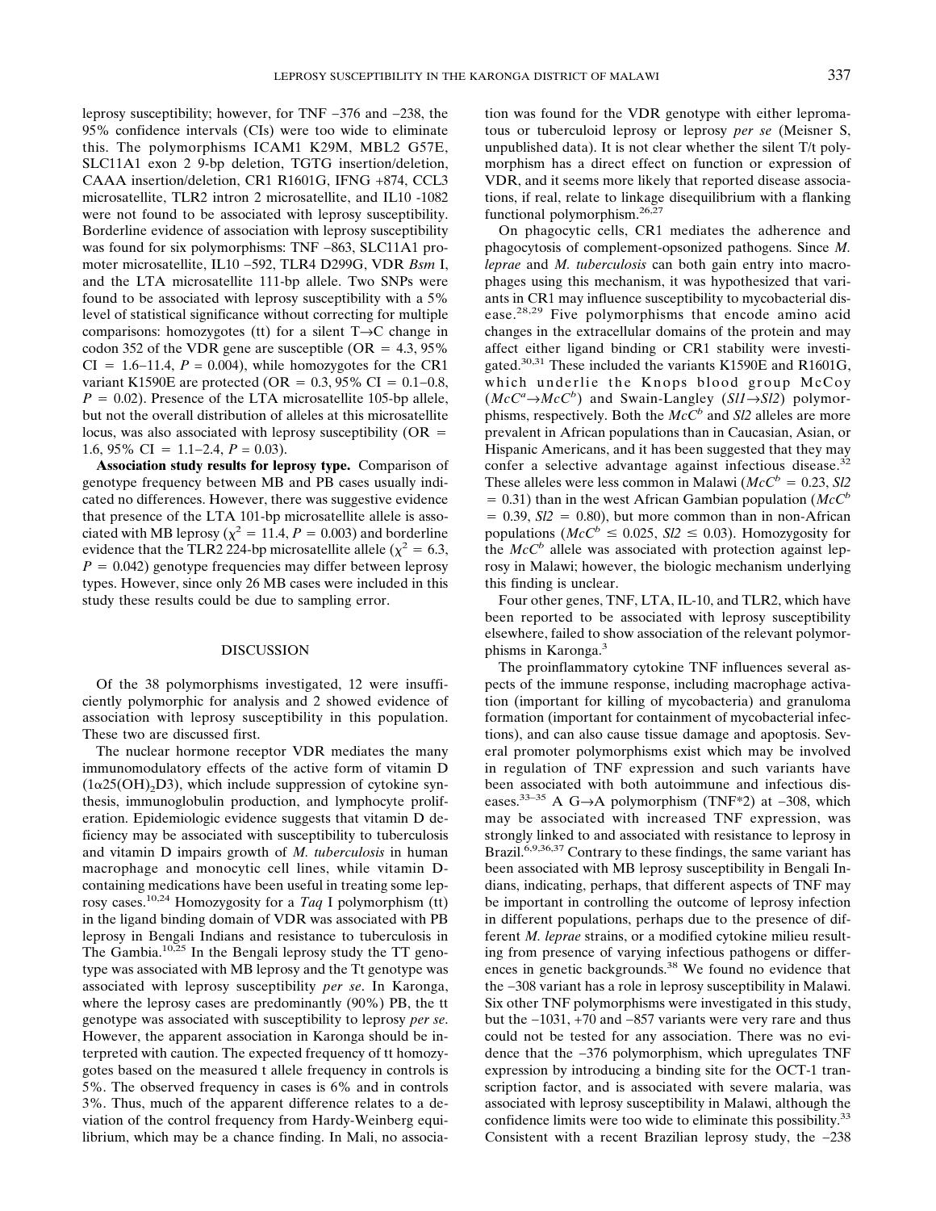leprosy susceptibility; however, for TNF −376 and −238, the 95% confidence intervals (CIs) were too wide to eliminate this. The polymorphisms ICAM1 K29M, MBL2 G57E, SLC11A1 exon 2 9-bp deletion, TGTG insertion/deletion, CAAA insertion/deletion, CR1 R1601G, IFNG +874, CCL3 microsatellite, TLR2 intron 2 microsatellite, and IL10 -1082 were not found to be associated with leprosy susceptibility. Borderline evidence of association with leprosy susceptibility was found for six polymorphisms: TNF −863, SLC11A1 promoter microsatellite, IL10 −592, TLR4 D299G, VDR *Bsm* I, and the LTA microsatellite 111-bp allele. Two SNPs were found to be associated with leprosy susceptibility with a 5% level of statistical significance without correcting for multiple comparisons: homozygotes (tt) for a silent T→C change in codon 352 of the VDR gene are susceptible (OR = 4.3, 95% CI = 1.6–11.4, $P = 0.004$), while homozygotes for the CR1 variant K1590E are protected (OR = 0.3, 95% CI = 0.1–0.8, $P = 0.02$). Presence of the LTA microsatellite 105-bp allele, but not the overall distribution of alleles at this microsatellite locus, was also associated with leprosy susceptibility (OR = 1.6, 95% CI = 1.1–2.4, $P = 0.03$).

**Association study results for leprosy type.** Comparison of genotype frequency between MB and PB cases usually indicated no differences. However, there was suggestive evidence that presence of the LTA 101-bp microsatellite allele is associated with MB leprosy ($\chi^2 = 11.4$, $P = 0.003$) and borderline evidence that the TLR2 224-bp microsatellite allele ($\chi^2 = 6.3$, $P = 0.042$) genotype frequencies may differ between leprosy types. However, since only 26 MB cases were included in this study these results could be due to sampling error.

## DISCUSSION

Of the 38 polymorphisms investigated, 12 were insufficiently polymorphic for analysis and 2 showed evidence of association with leprosy susceptibility in this population. These two are discussed first.

The nuclear hormone receptor VDR mediates the many immunomodulatory effects of the active form of vitamin D ($1\alpha25(OH)_2D3$), which include suppression of cytokine synthesis, immunoglobulin production, and lymphocyte proliferation. Epidemiologic evidence suggests that vitamin D deficiency may be associated with susceptibility to tuberculosis and vitamin D impairs growth of *M. tuberculosis* in human macrophage and monocytic cell lines, while vitamin D-containing medications have been useful in treating some leprosy cases.[10,24] Homozygosity for a *Taq* I polymorphism (tt) in the ligand binding domain of VDR was associated with PB leprosy in Bengali Indians and resistance to tuberculosis in The Gambia.[10,25] In the Bengali leprosy study the TT genotype was associated with MB leprosy and the Tt genotype was associated with leprosy susceptibility *per se*. In Karonga, where the leprosy cases are predominantly (90%) PB, the tt genotype was associated with susceptibility to leprosy *per se*. However, the apparent association in Karonga should be interpreted with caution. The expected frequency of tt homozygotes based on the measured t allele frequency in controls is 5%. The observed frequency in cases is 6% and in controls 3%. Thus, much of the apparent difference relates to a deviation of the control frequency from Hardy-Weinberg equilibrium, which may be a chance finding. In Mali, no association was found for the VDR genotype with either lepromatous or tuberculoid leprosy or leprosy *per se* (Meisner S, unpublished data). It is not clear whether the silent T/t polymorphism has a direct effect on function or expression of VDR, and it seems more likely that reported disease associations, if real, relate to linkage disequilibrium with a flanking functional polymorphism.[26,27]

On phagocytic cells, CR1 mediates the adherence and phagocytosis of complement-opsonized pathogens. Since *M. leprae* and *M. tuberculosis* can both gain entry into macrophages using this mechanism, it was hypothesized that variants in CR1 may influence susceptibility to mycobacterial disease.[28,29] Five polymorphisms that encode amino acid changes in the extracellular domains of the protein and may affect either ligand binding or CR1 stability were investigated.[30,31] These included the variants K1590E and R1601G, which underlie the Knops blood group McCoy ($McC^a \rightarrow McC^b$) and Swain-Langley ($Sl1 \rightarrow Sl2$) polymorphisms, respectively. Both the $McC^b$ and $Sl2$ alleles are more prevalent in African populations than in Caucasian, Asian, or Hispanic Americans, and it has been suggested that they may confer a selective advantage against infectious disease.[32] These alleles were less common in Malawi ($McC^b = 0.23$, $Sl2 = 0.31$) than in the west African Gambian population ($McC^b = 0.39$, $Sl2 = 0.80$), but more common than in non-African populations ($McC^b \leq 0.025$, $Sl2 \leq 0.03$). Homozygosity for the $McC^b$ allele was associated with protection against leprosy in Malawi; however, the biologic mechanism underlying this finding is unclear.

Four other genes, TNF, LTA, IL-10, and TLR2, which have been reported to be associated with leprosy susceptibility elsewhere, failed to show association of the relevant polymorphisms in Karonga.[3]

The proinflammatory cytokine TNF influences several aspects of the immune response, including macrophage activation (important for killing of mycobacteria) and granuloma formation (important for containment of mycobacterial infections), and can also cause tissue damage and apoptosis. Several promoter polymorphisms exist which may be involved in regulation of TNF expression and such variants have been associated with both autoimmune and infectious diseases.[33–35] A G→A polymorphism (TNF*2) at −308, which may be associated with increased TNF expression, was strongly linked to and associated with resistance to leprosy in Brazil.[6,9,36,37] Contrary to these findings, the same variant has been associated with MB leprosy susceptibility in Bengali Indians, indicating, perhaps, that different aspects of TNF may be important in controlling the outcome of leprosy infection in different populations, perhaps due to the presence of different *M. leprae* strains, or a modified cytokine milieu resulting from presence of varying infectious pathogens or differences in genetic backgrounds.[38] We found no evidence that the −308 variant has a role in leprosy susceptibility in Malawi. Six other TNF polymorphisms were investigated in this study, but the −1031, +70 and −857 variants were very rare and thus could not be tested for any association. There was no evidence that the −376 polymorphism, which upregulates TNF expression by introducing a binding site for the OCT-1 transcription factor, and is associated with severe malaria, was associated with leprosy susceptibility in Malawi, although the confidence limits were too wide to eliminate this possibility.[33] Consistent with a recent Brazilian leprosy study, the −238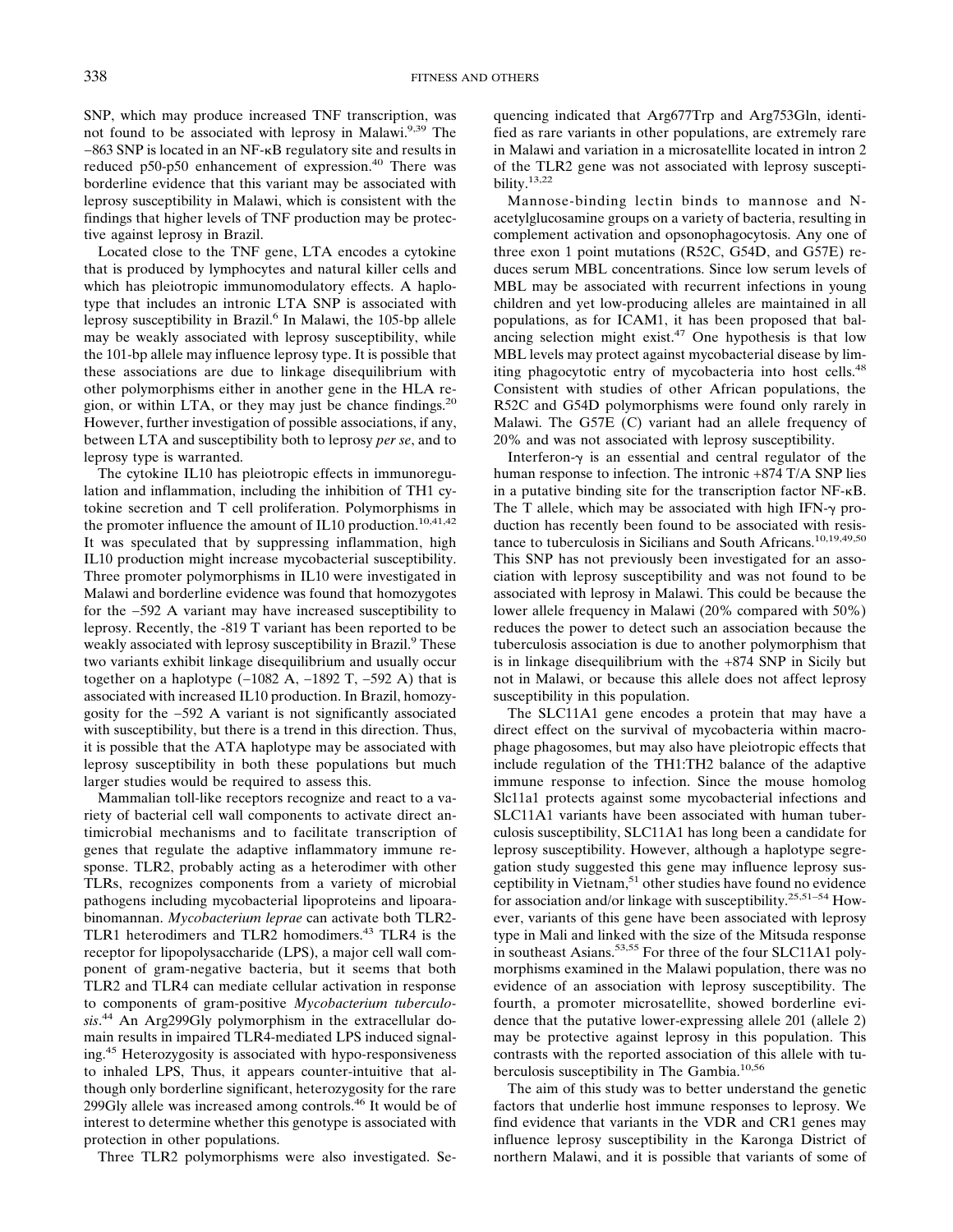SNP, which may produce increased TNF transcription, was not found to be associated with leprosy in Malawi.[9,39] The −863 SNP is located in an NF-κB regulatory site and results in reduced p50-p50 enhancement of expression.[40] There was borderline evidence that this variant may be associated with leprosy susceptibility in Malawi, which is consistent with the findings that higher levels of TNF production may be protective against leprosy in Brazil.

Located close to the TNF gene, LTA encodes a cytokine that is produced by lymphocytes and natural killer cells and which has pleiotropic immunomodulatory effects. A haplotype that includes an intronic LTA SNP is associated with leprosy susceptibility in Brazil.[6] In Malawi, the 105-bp allele may be weakly associated with leprosy susceptibility, while the 101-bp allele may influence leprosy type. It is possible that these associations are due to linkage disequilibrium with other polymorphisms either in another gene in the HLA region, or within LTA, or they may just be chance findings.[20] However, further investigation of possible associations, if any, between LTA and susceptibility both to leprosy *per se*, and to leprosy type is warranted.

The cytokine IL10 has pleiotropic effects in immunoregulation and inflammation, including the inhibition of TH1 cytokine secretion and T cell proliferation. Polymorphisms in the promoter influence the amount of IL10 production.[10,41,42] It was speculated that by suppressing inflammation, high IL10 production might increase mycobacterial susceptibility. Three promoter polymorphisms in IL10 were investigated in Malawi and borderline evidence was found that homozygotes for the −592 A variant may have increased susceptibility to leprosy. Recently, the -819 T variant has been reported to be weakly associated with leprosy susceptibility in Brazil.[9] These two variants exhibit linkage disequilibrium and usually occur together on a haplotype (−1082 A, −1892 T, −592 A) that is associated with increased IL10 production. In Brazil, homozygosity for the −592 A variant is not significantly associated with susceptibility, but there is a trend in this direction. Thus, it is possible that the ATA haplotype may be associated with leprosy susceptibility in both these populations but much larger studies would be required to assess this.

Mammalian toll-like receptors recognize and react to a variety of bacterial cell wall components to activate direct antimicrobial mechanisms and to facilitate transcription of genes that regulate the adaptive inflammatory immune response. TLR2, probably acting as a heterodimer with other TLRs, recognizes components from a variety of microbial pathogens including mycobacterial lipoproteins and lipoarabinomannan. *Mycobacterium leprae* can activate both TLR2-TLR1 heterodimers and TLR2 homodimers.[43] TLR4 is the receptor for lipopolysaccharide (LPS), a major cell wall component of gram-negative bacteria, but it seems that both TLR2 and TLR4 can mediate cellular activation in response to components of gram-positive *Mycobacterium tuberculosis*.[44] An Arg299Gly polymorphism in the extracellular domain results in impaired TLR4-mediated LPS induced signaling.[45] Heterozygosity is associated with hypo-responsiveness to inhaled LPS, Thus, it appears counter-intuitive that although only borderline significant, heterozygosity for the rare 299Gly allele was increased among controls.[46] It would be of interest to determine whether this genotype is associated with protection in other populations.

Three TLR2 polymorphisms were also investigated. Sequencing indicated that Arg677Trp and Arg753Gln, identified as rare variants in other populations, are extremely rare in Malawi and variation in a microsatellite located in intron 2 of the TLR2 gene was not associated with leprosy susceptibility.[13,22]

Mannose-binding lectin binds to mannose and N-acetylglucosamine groups on a variety of bacteria, resulting in complement activation and opsonophagocytosis. Any one of three exon 1 point mutations (R52C, G54D, and G57E) reduces serum MBL concentrations. Since low serum levels of MBL may be associated with recurrent infections in young children and yet low-producing alleles are maintained in all populations, as for ICAM1, it has been proposed that balancing selection might exist.[47] One hypothesis is that low MBL levels may protect against mycobacterial disease by limiting phagocytotic entry of mycobacteria into host cells.[48] Consistent with studies of other African populations, the R52C and G54D polymorphisms were found only rarely in Malawi. The G57E (C) variant had an allele frequency of 20% and was not associated with leprosy susceptibility.

Interferon-γ is an essential and central regulator of the human response to infection. The intronic +874 T/A SNP lies in a putative binding site for the transcription factor NF-κB. The T allele, which may be associated with high IFN-γ production has recently been found to be associated with resistance to tuberculosis in Sicilians and South Africans.[10,19,49,50] This SNP has not previously been investigated for an association with leprosy susceptibility and was not found to be associated with leprosy in Malawi. This could be because the lower allele frequency in Malawi (20% compared with 50%) reduces the power to detect such an association because the tuberculosis association is due to another polymorphism that is in linkage disequilibrium with the +874 SNP in Sicily but not in Malawi, or because this allele does not affect leprosy susceptibility in this population.

The SLC11A1 gene encodes a protein that may have a direct effect on the survival of mycobacteria within macrophage phagosomes, but may also have pleiotropic effects that include regulation of the TH1:TH2 balance of the adaptive immune response to infection. Since the mouse homolog Slc11a1 protects against some mycobacterial infections and SLC11A1 variants have been associated with human tuberculosis susceptibility, SLC11A1 has long been a candidate for leprosy susceptibility. However, although a haplotype segregation study suggested this gene may influence leprosy susceptibility in Vietnam,[51] other studies have found no evidence for association and/or linkage with susceptibility.[25,51–54] However, variants of this gene have been associated with leprosy type in Mali and linked with the size of the Mitsuda response in southeast Asians.[53,55] For three of the four SLC11A1 polymorphisms examined in the Malawi population, there was no evidence of an association with leprosy susceptibility. The fourth, a promoter microsatellite, showed borderline evidence that the putative lower-expressing allele 201 (allele 2) may be protective against leprosy in this population. This contrasts with the reported association of this allele with tuberculosis susceptibility in The Gambia.[10,56]

The aim of this study was to better understand the genetic factors that underlie host immune responses to leprosy. We find evidence that variants in the VDR and CR1 genes may influence leprosy susceptibility in the Karonga District of northern Malawi, and it is possible that variants of some of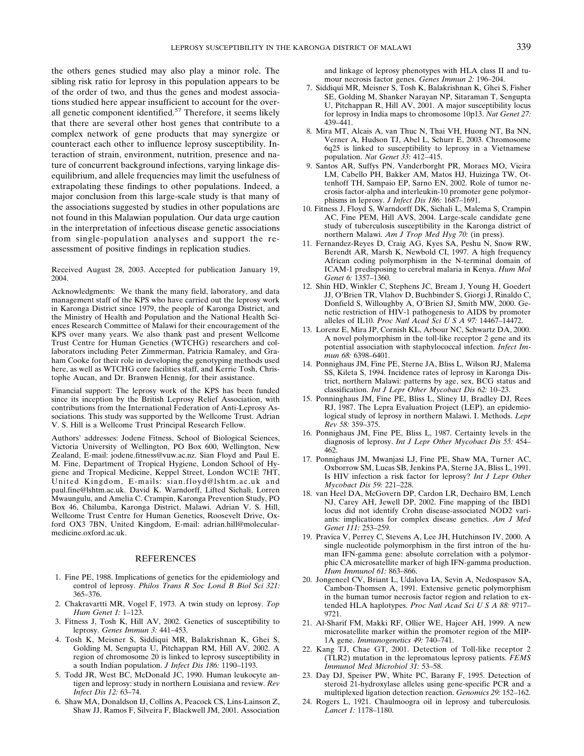the others genes studied may also play a minor role. The sibling risk ratio for leprosy in this population appears to be of the order of two, and thus the genes and modest associations studied here appear insufficient to account for the overall genetic component identified.[57] Therefore, it seems likely that there are several other host genes that contribute to a complex network of gene products that may synergize or counteract each other to influence leprosy susceptibility. Interaction of strain, environment, nutrition, presence and nature of concurrent background infections, varying linkage disequilibrium, and allele frequencies may limit the usefulness of extrapolating these findings to other populations. Indeed, a major conclusion from this large-scale study is that many of the associations suggested by studies in other populations are not found in this Malawian population. Our data urge caution in the interpretation of infectious disease genetic associations from single-population analyses and support the reassessment of positive findings in replication studies.

Received August 28, 2003. Accepted for publication January 19, 2004.

Acknowledgments: We thank the many field, laboratory, and data management staff of the KPS who have carried out the leprosy work in Karonga District since 1979, the people of Karonga District, and the Ministry of Health and Population and the National Health Sciences Research Committee of Malawi for their encouragement of the KPS over many years. We also thank past and present Wellcome Trust Centre for Human Genetics (WTCHG) researchers and collaborators including Peter Zimmerman, Patricia Ramaley, and Graham Cooke for their role in developing the genotyping methods used here, as well as WTCHG core facilities staff, and Kerrie Tosh, Christophe Aucan, and Dr. Branwen Hennig, for their assistance.

Financial support: The leprosy work of the KPS has been funded since its inception by the British Leprosy Relief Association, with contributions from the International Federation of Anti-Leprosy Associations. This study was supported by the Wellcome Trust. Adrian V. S. Hill is a Wellcome Trust Principal Research Fellow.

Authors' addresses: Jodene Fitness, School of Biological Sciences, Victoria University of Wellington, PO Box 600, Wellington, New Zealand, E-mail: jodene.fitness@vuw.ac.nz. Sian Floyd and Paul E. M. Fine, Department of Tropical Hygiene, London School of Hygiene and Tropical Medicine, Keppel Street, London WC1E 7HT, United Kingdom, E-mails: sian.floyd@lshtm.ac.uk and paul.fine@lshtm.ac.uk. David K. Warndorff, Lifted Sichali, Lorren Mwaungulu, and Amelia C. Crampin, Karonga Prevention Study, PO Box 46, Chilumba, Karonga District, Malawi. Adrian V. S. Hill, Wellcome Trust Centre for Human Genetics, Roosevelt Drive, Oxford OX3 7BN, United Kingdom, E-mail: adrian.hill@molecularmedicine.oxford.ac.uk.

## REFERENCES

1. Fine PE, 1988. Implications of genetics for the epidemiology and control of leprosy. *Philos Trans R Soc Lond B Biol Sci 321:* 365–376.
2. Chakravartti MR, Vogel F, 1973. A twin study on leprosy. *Top Hum Genet 1:* 1–123.
3. Fitness J, Tosh K, Hill AV, 2002. Genetics of susceptibility to leprosy. *Genes Immun 3:* 441–453.
4. Tosh K, Meisner S, Siddiqui MR, Balakrishnan K, Ghei S, Golding M, Sengupta U, Pitchappan RM, Hill AV, 2002. A region of chromosome 20 is linked to leprosy susceptibility in a south Indian population. *J Infect Dis 186:* 1190–1193.
5. Todd JR, West BC, McDonald JC, 1990. Human leukocyte antigen and leprosy: study in northern Louisiana and review. *Rev Infect Dis 12:* 63–74.
6. Shaw MA, Donaldson IJ, Collins A, Peacock CS, Lins-Lainson Z, Shaw JJ, Ramos F, Silveira F, Blackwell JM, 2001. Association and linkage of leprosy phenotypes with HLA class II and tumour necrosis factor genes. *Genes Immun 2:* 196–204.
7. Siddiqui MR, Meisner S, Tosh K, Balakrishnan K, Ghei S, Fisher SE, Golding M, Shanker Narayan NP, Sitaraman T, Sengupta U, Pitchappan R, Hill AV, 2001. A major susceptibility locus for leprosy in India maps to chromosome 10p13. *Nat Genet 27:* 439–441.
8. Mira MT, Alcais A, van Thuc N, Thai VH, Huong NT, Ba NN, Verner A, Hudson TJ, Abel L, Schurr E, 2003. Chromosome 6q25 is linked to susceptibility to leprosy in a Vietnamese population. *Nat Genet 33:* 412–415.
9. Santos AR, Suffys PN, Vanderborght PR, Moraes MO, Vieira LM, Cabello PH, Bakker AM, Matos HJ, Huizinga TW, Ottenhoff TH, Sampaio EP, Sarno EN, 2002. Role of tumor necrosis factor-alpha and interleukin-10 promoter gene polymorphisms in leprosy. *J Infect Dis 186:* 1687–1691.
10. Fitness J, Floyd S, Warndorff DK, Sichali L, Malema S, Crampin AC, Fine PEM, Hill AVS, 2004. Large-scale candidate gene study of tuberculosis susceptibility in the Karonga district of northern Malawi. *Am J Trop Med Hyg 70:* (in press).
11. Fernandez-Reyes D, Craig AG, Kyes SA, Peshu N, Snow RW, Berendt AR, Marsh K, Newbold CI, 1997. A high frequency African coding polymorphism in the N-terminal domain of ICAM-1 predisposing to cerebral malaria in Kenya. *Hum Mol Genet 6:* 1357–1360.
12. Shin HD, Winkler C, Stephens JC, Bream J, Young H, Goedert JJ, O'Brien TR, Vlahov D, Buchbinder S, Giorgi J, Rinaldo C, Donfield S, Willoughby A, O'Brien SJ, Smith MW, 2000. Genetic restriction of HIV-1 pathogenesis to AIDS by promoter alleles of IL10. *Proc Natl Acad Sci U S A 97:* 14467–14472.
13. Lorenz E, Mira JP, Cornish KL, Arbour NC, Schwartz DA, 2000. A novel polymorphism in the toll-like receptor 2 gene and its potential association with staphylococcal infection. *Infect Immun 68:* 6398–6401.
14. Ponnighaus JM, Fine PE, Sterne JA, Bliss L, Wilson RJ, Malema SS, Kileta S, 1994. Incidence rates of leprosy in Karonga District, northern Malawi: patterns by age, sex, BCG status and classification. *Int J Lepr Other Mycobact Dis 62:* 10–23.
15. Ponninghaus JM, Fine PE, Bliss L, Sliney IJ, Bradley DJ, Rees RJ, 1987. The Lepra Evaluation Project (LEP), an epidemiological study of leprosy in northern Malawi. I. Methods. *Lepr Rev 58:* 359–375.
16. Ponnighaus JM, Fine PE, Bliss L, 1987. Certainty levels in the diagnosis of leprosy. *Int J Lepr Other Mycobact Dis 55:* 454–462.
17. Ponnighaus JM, Mwanjasi LJ, Fine PE, Shaw MA, Turner AC, Oxborrow SM, Lucas SB, Jenkins PA, Sterne JA, Bliss L, 1991. Is HIV infection a risk factor for leprosy? *Int J Lepr Other Mycobact Dis 59:* 221–228.
18. van Heel DA, McGovern DP, Cardon LR, Dechairo BM, Lench NJ, Carey AH, Jewell DP, 2002. Fine mapping of the IBD1 locus did not identify Crohn disease-associated NOD2 variants: implications for complex disease genetics. *Am J Med Genet 111:* 253–259.
19. Pravica V, Perrey C, Stevens A, Lee JH, Hutchinson IV, 2000. A single nucleotide polymorphism in the first intron of the human IFN-gamma gene: absolute correlation with a polymorphic CA microsatellite marker of high IFN-gamma production. *Hum Immunol 61:* 863–866.
20. Jongeneel CV, Briant L, Udalova IA, Sevin A, Nedospasov SA, Cambon-Thomsen A, 1991. Extensive genetic polymorphism in the human tumor necrosis factor region and relation to extended HLA haplotypes. *Proc Natl Acad Sci U S A 88:* 9717–9721.
21. Al-Sharif FM, Makki RF, Ollier WE, Hajeer AH, 1999. A new microsatellite marker within the promoter region of the MIP-1A gene. *Immunogenetics 49:* 740–741.
22. Kang TJ, Chae GT, 2001. Detection of Toll-like receptor 2 (TLR2) mutation in the lepromatous leprosy patients. *FEMS Immunol Med Microbiol 31:* 53–58.
23. Day DJ, Speiser PW, White PC, Barany F, 1995. Detection of steroid 21-hydroxylase alleles using gene-specific PCR and a multiplexed ligation detection reaction. *Genomics 29:* 152–162.
24. Rogers L, 1921. Chaulmoogra oil in leprosy and tuberculosis. *Lancet 1:* 1178–1180.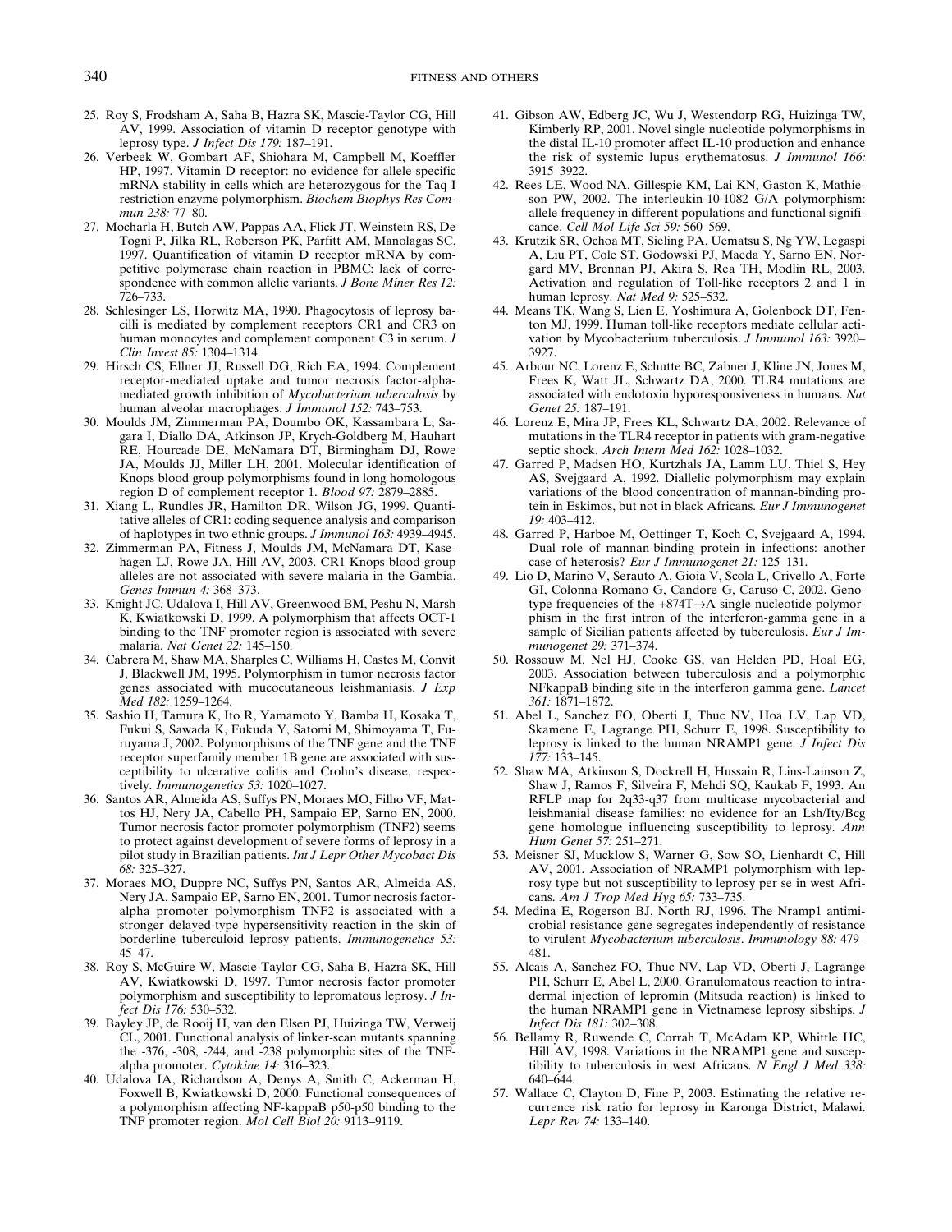25. Roy S, Frodsham A, Saha B, Hazra SK, Mascie-Taylor CG, Hill AV, 1999. Association of vitamin D receptor genotype with leprosy type. *J Infect Dis 179:* 187–191.
26. Verbeek W, Gombart AF, Shiohara M, Campbell M, Koeffler HP, 1997. Vitamin D receptor: no evidence for allele-specific mRNA stability in cells which are heterozygous for the Taq I restriction enzyme polymorphism. *Biochem Biophys Res Commun 238:* 77–80.
27. Mocharla H, Butch AW, Pappas AA, Flick JT, Weinstein RS, De Togni P, Jilka RL, Roberson PK, Parfitt AM, Manolagas SC, 1997. Quantification of vitamin D receptor mRNA by competitive polymerase chain reaction in PBMC: lack of correspondence with common allelic variants. *J Bone Miner Res 12:* 726–733.
28. Schlesinger LS, Horwitz MA, 1990. Phagocytosis of leprosy bacilli is mediated by complement receptors CR1 and CR3 on human monocytes and complement component C3 in serum. *J Clin Invest 85:* 1304–1314.
29. Hirsch CS, Ellner JJ, Russell DG, Rich EA, 1994. Complement receptor-mediated uptake and tumor necrosis factor-alpha-mediated growth inhibition of *Mycobacterium tuberculosis* by human alveolar macrophages. *J Immunol 152:* 743–753.
30. Moulds JM, Zimmerman PA, Doumbo OK, Kassambara L, Sagara I, Diallo DA, Atkinson JP, Krych-Goldberg M, Hauhart RE, Hourcade DE, McNamara DT, Birmingham DJ, Rowe JA, Moulds JJ, Miller LH, 2001. Molecular identification of Knops blood group polymorphisms found in long homologous region D of complement receptor 1. *Blood 97:* 2879–2885.
31. Xiang L, Rundles JR, Hamilton DR, Wilson JG, 1999. Quantitative alleles of CR1: coding sequence analysis and comparison of haplotypes in two ethnic groups. *J Immunol 163:* 4939–4945.
32. Zimmerman PA, Fitness J, Moulds JM, McNamara DT, Kasehagen LJ, Rowe JA, Hill AV, 2003. CR1 Knops blood group alleles are not associated with severe malaria in the Gambia. *Genes Immun 4:* 368–373.
33. Knight JC, Udalova I, Hill AV, Greenwood BM, Peshu N, Marsh K, Kwiatkowski D, 1999. A polymorphism that affects OCT-1 binding to the TNF promoter region is associated with severe malaria. *Nat Genet 22:* 145–150.
34. Cabrera M, Shaw MA, Sharples C, Williams H, Castes M, Convit J, Blackwell JM, 1995. Polymorphism in tumor necrosis factor genes associated with mucocutaneous leishmaniasis. *J Exp Med 182:* 1259–1264.
35. Sashio H, Tamura K, Ito R, Yamamoto Y, Bamba H, Kosaka T, Fukui S, Sawada K, Fukuda Y, Satomi M, Shimoyama T, Furuyama J, 2002. Polymorphisms of the TNF gene and the TNF receptor superfamily member 1B gene are associated with susceptibility to ulcerative colitis and Crohn's disease, respectively. *Immunogenetics 53:* 1020–1027.
36. Santos AR, Almeida AS, Suffys PN, Moraes MO, Filho VF, Mattos HJ, Nery JA, Cabello PH, Sampaio EP, Sarno EN, 2000. Tumor necrosis factor promoter polymorphism (TNF2) seems to protect against development of severe forms of leprosy in a pilot study in Brazilian patients. *Int J Lepr Other Mycobact Dis 68:* 325–327.
37. Moraes MO, Duppre NC, Suffys PN, Santos AR, Almeida AS, Nery JA, Sampaio EP, Sarno EN, 2001. Tumor necrosis factor-alpha promoter polymorphism TNF2 is associated with a stronger delayed-type hypersensitivity reaction in the skin of borderline tuberculoid leprosy patients. *Immunogenetics 53:* 45–47.
38. Roy S, McGuire W, Mascie-Taylor CG, Saha B, Hazra SK, Hill AV, Kwiatkowski D, 1997. Tumor necrosis factor promoter polymorphism and susceptibility to lepromatous leprosy. *J Infect Dis 176:* 530–532.
39. Bayley JP, de Rooij H, van den Elsen PJ, Huizinga TW, Verweij CL, 2001. Functional analysis of linker-scan mutants spanning the -376, -308, -244, and -238 polymorphic sites of the TNF-alpha promoter. *Cytokine 14:* 316–323.
40. Udalova IA, Richardson A, Denys A, Smith C, Ackerman H, Foxwell B, Kwiatkowski D, 2000. Functional consequences of a polymorphism affecting NF-kappaB p50-p50 binding to the TNF promoter region. *Mol Cell Biol 20:* 9113–9119.
41. Gibson AW, Edberg JC, Wu J, Westendorp RG, Huizinga TW, Kimberly RP, 2001. Novel single nucleotide polymorphisms in the distal IL-10 promoter affect IL-10 production and enhance the risk of systemic lupus erythematosus. *J Immunol 166:* 3915–3922.
42. Rees LE, Wood NA, Gillespie KM, Lai KN, Gaston K, Mathieson PW, 2002. The interleukin-10-1082 G/A polymorphism: allele frequency in different populations and functional significance. *Cell Mol Life Sci 59:* 560–569.
43. Krutzik SR, Ochoa MT, Sieling PA, Uematsu S, Ng YW, Legaspi A, Liu PT, Cole ST, Godowski PJ, Maeda Y, Sarno EN, Norgard MV, Brennan PJ, Akira S, Rea TH, Modlin RL, 2003. Activation and regulation of Toll-like receptors 2 and 1 in human leprosy. *Nat Med 9:* 525–532.
44. Means TK, Wang S, Lien E, Yoshimura A, Golenbock DT, Fenton MJ, 1999. Human toll-like receptors mediate cellular activation by Mycobacterium tuberculosis. *J Immunol 163:* 3920–3927.
45. Arbour NC, Lorenz E, Schutte BC, Zabner J, Kline JN, Jones M, Frees K, Watt JL, Schwartz DA, 2000. TLR4 mutations are associated with endotoxin hyporesponsiveness in humans. *Nat Genet 25:* 187–191.
46. Lorenz E, Mira JP, Frees KL, Schwartz DA, 2002. Relevance of mutations in the TLR4 receptor in patients with gram-negative septic shock. *Arch Intern Med 162:* 1028–1032.
47. Garred P, Madsen HO, Kurtzhals JA, Lamm LU, Thiel S, Hey AS, Svejgaard A, 1992. Diallelic polymorphism may explain variations of the blood concentration of mannan-binding protein in Eskimos, but not in black Africans. *Eur J Immunogenet 19:* 403–412.
48. Garred P, Harboe M, Oettinger T, Koch C, Svejgaard A, 1994. Dual role of mannan-binding protein in infections: another case of heterosis? *Eur J Immunogenet 21:* 125–131.
49. Lio D, Marino V, Serauto A, Gioia V, Scola L, Crivello A, Forte GI, Colonna-Romano G, Candore G, Caruso C, 2002. Genotype frequencies of the +874T→A single nucleotide polymorphism in the first intron of the interferon-gamma gene in a sample of Sicilian patients affected by tuberculosis. *Eur J Immunogenet 29:* 371–374.
50. Rossouw M, Nel HJ, Cooke GS, van Helden PD, Hoal EG, 2003. Association between tuberculosis and a polymorphic NFkappaB binding site in the interferon gamma gene. *Lancet 361:* 1871–1872.
51. Abel L, Sanchez FO, Oberti J, Thuc NV, Hoa LV, Lap VD, Skamene E, Lagrange PH, Schurr E, 1998. Susceptibility to leprosy is linked to the human NRAMP1 gene. *J Infect Dis 177:* 133–145.
52. Shaw MA, Atkinson S, Dockrell H, Hussain R, Lins-Lainson Z, Shaw J, Ramos F, Silveira F, Mehdi SQ, Kaukab F, 1993. An RFLP map for 2q33-q37 from multicase mycobacterial and leishmanial disease families: no evidence for an Lsh/Ity/Bcg gene homologue influencing susceptibility to leprosy. *Ann Hum Genet 57:* 251–271.
53. Meisner SJ, Mucklow S, Warner G, Sow SO, Lienhardt C, Hill AV, 2001. Association of NRAMP1 polymorphism with leprosy type but not susceptibility to leprosy per se in west Africans. *Am J Trop Med Hyg 65:* 733–735.
54. Medina E, Rogerson BJ, North RJ, 1996. The Nramp1 antimicrobial resistance gene segregates independently of resistance to virulent *Mycobacterium tuberculosis*. *Immunology 88:* 479–481.
55. Alcais A, Sanchez FO, Thuc NV, Lap VD, Oberti J, Lagrange PH, Schurr E, Abel L, 2000. Granulomatous reaction to intradermal injection of lepromin (Mitsuda reaction) is linked to the human NRAMP1 gene in Vietnamese leprosy sibships. *J Infect Dis 181:* 302–308.
56. Bellamy R, Ruwende C, Corrah T, McAdam KP, Whittle HC, Hill AV, 1998. Variations in the NRAMP1 gene and susceptibility to tuberculosis in west Africans. *N Engl J Med 338:* 640–644.
57. Wallace C, Clayton D, Fine P, 2003. Estimating the relative recurrence risk ratio for leprosy in Karonga District, Malawi. *Lepr Rev 74:* 133–140.